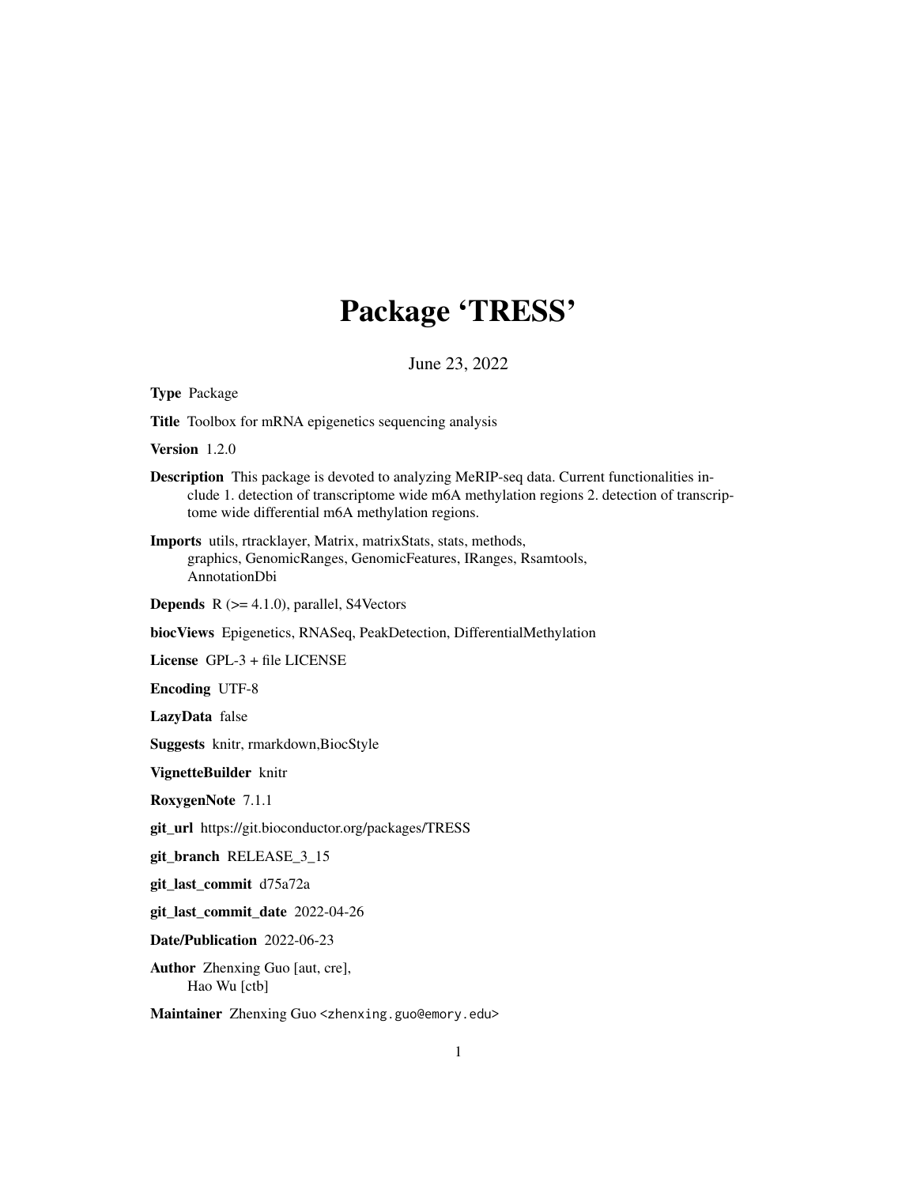# Package 'TRESS'

June 23, 2022

**Type** Package

**Title** Toolbox for mRNA epigenetics sequencing analysis

**Version** 1.2.0

**Description** This package is devoted to analyzing MeRIP-seq data. Current functionalities include 1. detection of transcriptome wide m6A methylation regions 2. detection of transcriptome wide differential m6A methylation regions.

**Imports** utils, rtracklayer, Matrix, matrixStats, stats, methods, graphics, GenomicRanges, GenomicFeatures, IRanges, Rsamtools, AnnotationDbi

**Depends** R (>= 4.1.0), parallel, S4Vectors

**biocViews** Epigenetics, RNASeq, PeakDetection, DifferentialMethylation

**License** GPL-3 + file LICENSE

**Encoding** UTF-8

**LazyData** false

**Suggests** knitr, rmarkdown,BiocStyle

**VignetteBuilder** knitr

**RoxygenNote** 7.1.1

**git_url** https://git.bioconductor.org/packages/TRESS

**git_branch** RELEASE_3_15

**git_last_commit** d75a72a

**git_last_commit_date** 2022-04-26

**Date/Publication** 2022-06-23

**Author** Zhenxing Guo [aut, cre],
Hao Wu [ctb]

**Maintainer** Zhenxing Guo <zhenxing.guo@emory.edu>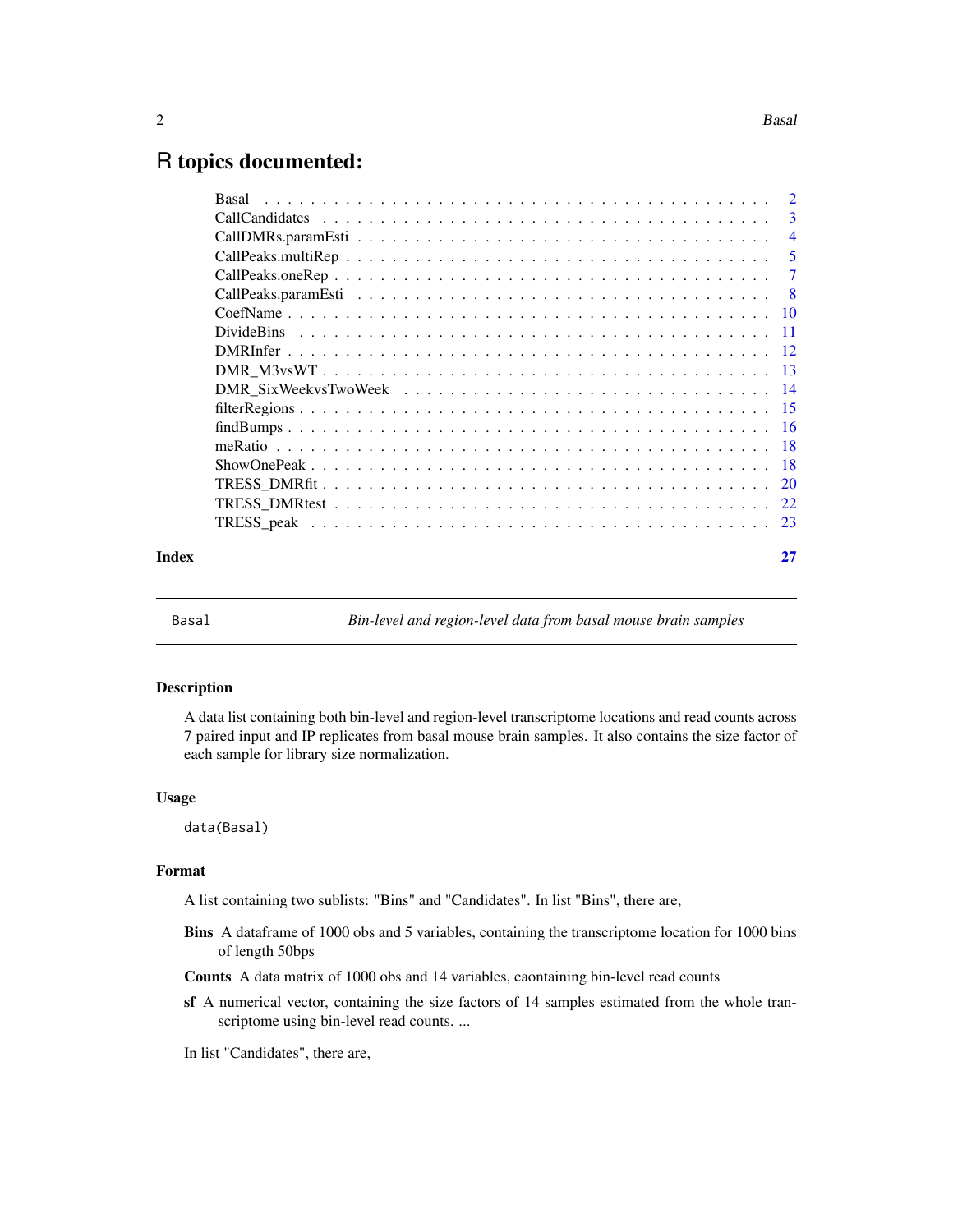# R topics documented:

| | |
|---|---|
| Basal | 2 |
| CallCandidates | 3 |
| CallDMRs.paramEsti | 4 |
| CallPeaks.multiRep | 5 |
| CallPeaks.oneRep | 7 |
| CallPeaks.paramEsti | 8 |
| CoefName | 10 |
| DivideBins | 11 |
| DMRInfer | 12 |
| DMR_M3vsWT | 13 |
| DMR_SixWeekvsTwoWeek | 14 |
| filterRegions | 15 |
| findBumps | 16 |
| meRatio | 18 |
| ShowOnePeak | 18 |
| TRESS_DMRfit | 20 |
| TRESS_DMRtest | 22 |
| TRESS_peak | 23 |
| **Index** | **27** |

---

`Basal` *Bin-level and region-level data from basal mouse brain samples*

---

### Description

A data list containing both bin-level and region-level transcriptome locations and read counts across 7 paired input and IP replicates from basal mouse brain samples. It also contains the size factor of each sample for library size normalization.

### Usage

```
data(Basal)
```

### Format

A list containing two sublists: "Bins" and "Candidates". In list "Bins", there are,

**Bins** A dataframe of 1000 obs and 5 variables, containing the transcriptome location for 1000 bins of length 50bps

**Counts** A data matrix of 1000 obs and 14 variables, caontaining bin-level read counts

**sf** A numerical vector, containing the size factors of 14 samples estimated from the whole transcriptome using bin-level read counts. ...

In list "Candidates", there are,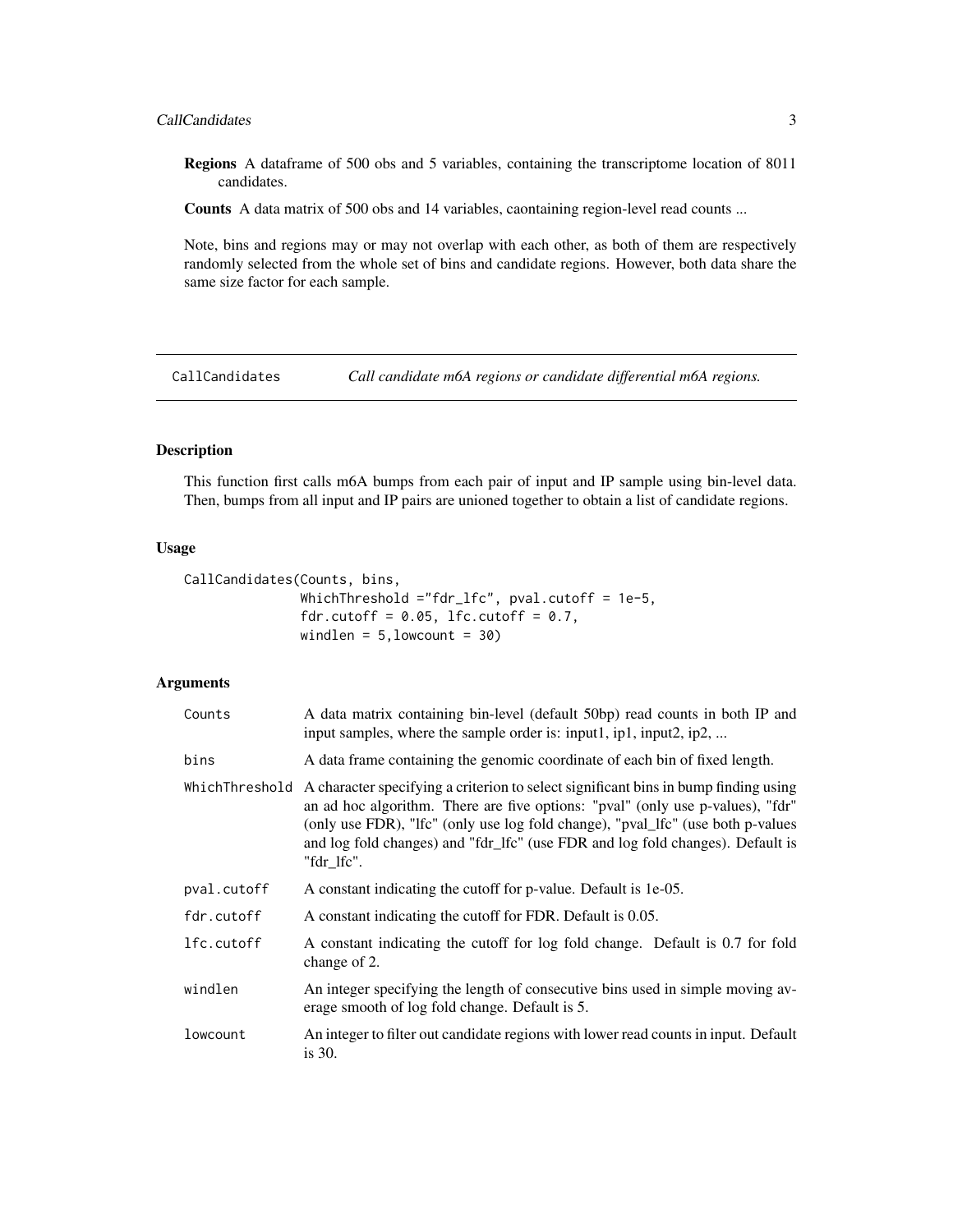**Regions** A dataframe of 500 obs and 5 variables, containing the transcriptome location of 8011 candidates.

**Counts** A data matrix of 500 obs and 14 variables, caontaining region-level read counts ...

Note, bins and regions may or may not overlap with each other, as both of them are respectively randomly selected from the whole set of bins and candidate regions. However, both data share the same size factor for each sample.

---

## CallCandidates *Call candidate m6A regions or candidate differential m6A regions.*

---

### Description

This function first calls m6A bumps from each pair of input and IP sample using bin-level data. Then, bumps from all input and IP pairs are unioned together to obtain a list of candidate regions.

### Usage

```
CallCandidates(Counts, bins,
               WhichThreshold ="fdr_lfc", pval.cutoff = 1e-5,
               fdr.cutoff = 0.05, lfc.cutoff = 0.7,
               windlen = 5,lowcount = 30)
```

### Arguments

| | |
|---|---|
| Counts | A data matrix containing bin-level (default 50bp) read counts in both IP and input samples, where the sample order is: input1, ip1, input2, ip2, ... |
| bins | A data frame containing the genomic coordinate of each bin of fixed length. |
| WhichThreshold | A character specifying a criterion to select significant bins in bump finding using an ad hoc algorithm. There are five options: "pval" (only use p-values), "fdr" (only use FDR), "lfc" (only use log fold change), "pval_lfc" (use both p-values and log fold changes) and "fdr_lfc" (use FDR and log fold changes). Default is "fdr_lfc". |
| pval.cutoff | A constant indicating the cutoff for p-value. Default is 1e-05. |
| fdr.cutoff | A constant indicating the cutoff for FDR. Default is 0.05. |
| lfc.cutoff | A constant indicating the cutoff for log fold change. Default is 0.7 for fold change of 2. |
| windlen | An integer specifying the length of consecutive bins used in simple moving average smooth of log fold change. Default is 5. |
| lowcount | An integer to filter out candidate regions with lower read counts in input. Default is 30. |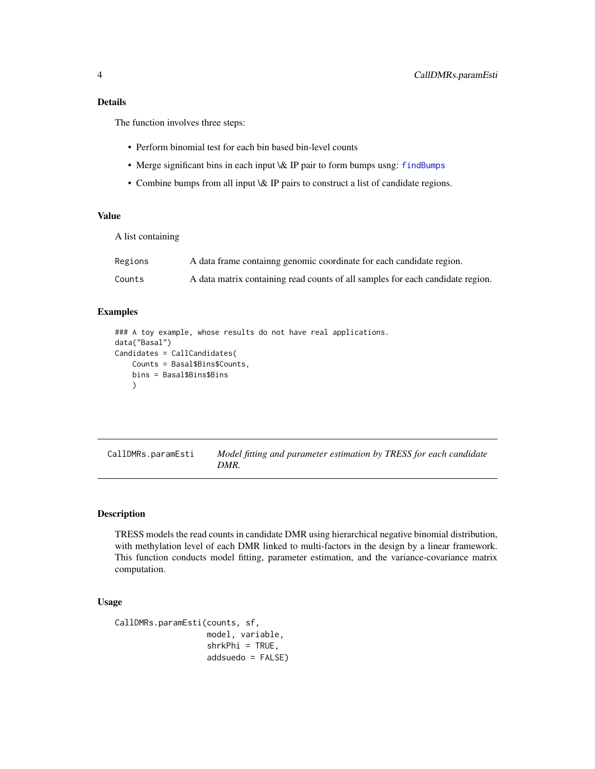### Details

The function involves three steps:

- Perform binomial test for each bin based bin-level counts
- Merge significant bins in each input \& IP pair to form bumps usng: findBumps
- Combine bumps from all input \& IP pairs to construct a list of candidate regions.

### Value

A list containing

| | |
|---|---|
| Regions | A data frame containg genomic coordinate for each candidate region. |
| Counts | A data matrix containing read counts of all samples for each candidate region. |

### Examples

```
### A toy example, whose results do not have real applications.
data("Basal")
Candidates = CallCandidates(
    Counts = Basal$Bins$Counts,
    bins = Basal$Bins$Bins
    )
```

---

## CallDMRs.paramEsti — *Model fitting and parameter estimation by TRESS for each candidate DMR.*

---

### Description

TRESS models the read counts in candidate DMR using hierarchical negative binomial distribution, with methylation level of each DMR linked to multi-factors in the design by a linear framework. This function conducts model fitting, parameter estimation, and the variance-covariance matrix computation.

### Usage

```
CallDMRs.paramEsti(counts, sf,
                   model, variable,
                   shrkPhi = TRUE,
                   addsuedo = FALSE)
```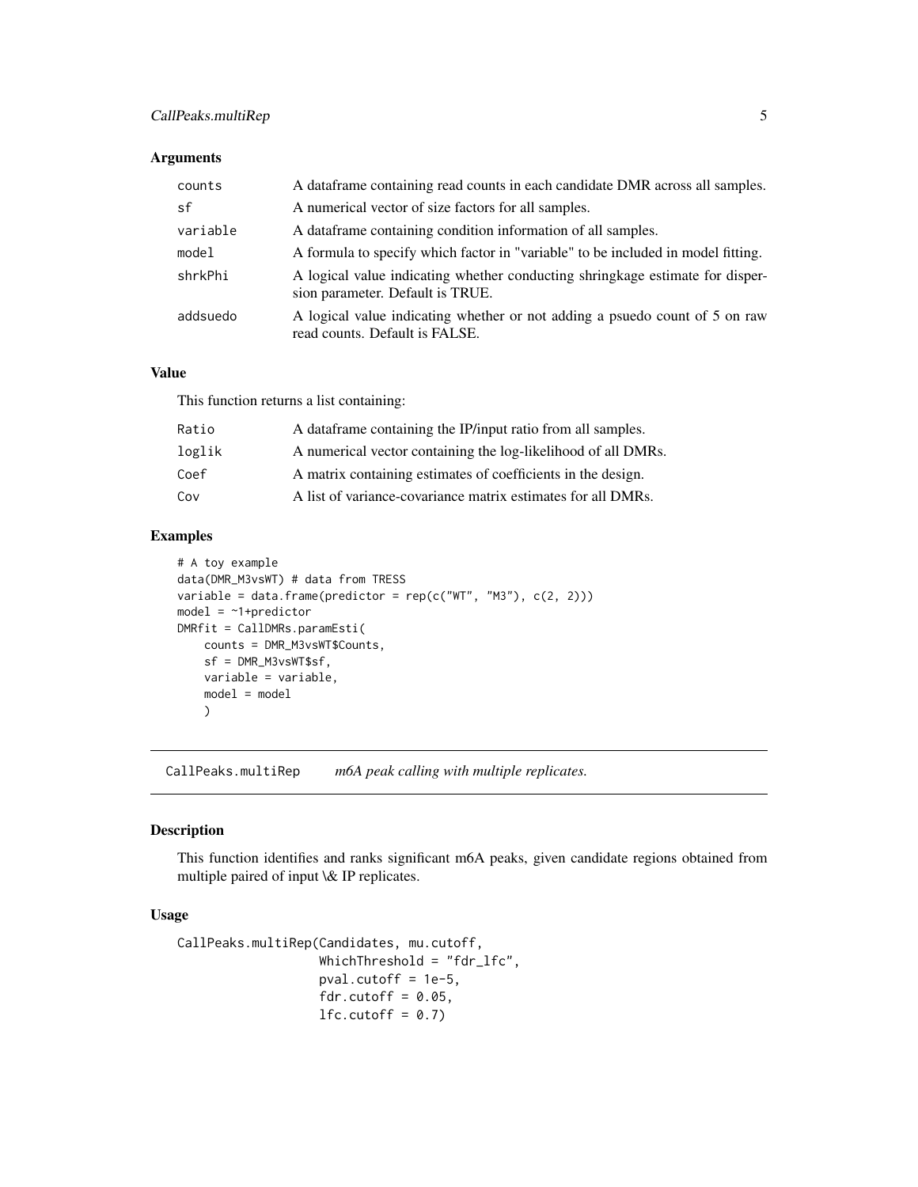### Arguments

| | |
|---|---|
| counts | A dataframe containing read counts in each candidate DMR across all samples. |
| sf | A numerical vector of size factors for all samples. |
| variable | A dataframe containing condition information of all samples. |
| model | A formula to specify which factor in "variable" to be included in model fitting. |
| shrkPhi | A logical value indicating whether conducting shringkage estimate for dispersion parameter. Default is TRUE. |
| addsuedo | A logical value indicating whether or not adding a psuedo count of 5 on raw read counts. Default is FALSE. |

### Value

This function returns a list containing:

| | |
|---|---|
| Ratio | A dataframe containing the IP/input ratio from all samples. |
| loglik | A numerical vector containing the log-likelihood of all DMRs. |
| Coef | A matrix containing estimates of coefficients in the design. |
| Cov | A list of variance-covariance matrix estimates for all DMRs. |

### Examples

```
# A toy example
data(DMR_M3vsWT) # data from TRESS
variable = data.frame(predictor = rep(c("WT", "M3"), c(2, 2)))
model = ~1+predictor
DMRfit = CallDMRs.paramEsti(
    counts = DMR_M3vsWT$Counts,
    sf = DMR_M3vsWT$sf,
    variable = variable,
    model = model
    )
```

---

## CallPeaks.multiRep    *m6A peak calling with multiple replicates.*

---

### Description

This function identifies and ranks significant m6A peaks, given candidate regions obtained from multiple paired of input \& IP replicates.

### Usage

```
CallPeaks.multiRep(Candidates, mu.cutoff,
                   WhichThreshold = "fdr_lfc",
                   pval.cutoff = 1e-5,
                   fdr.cutoff = 0.05,
                   lfc.cutoff = 0.7)
```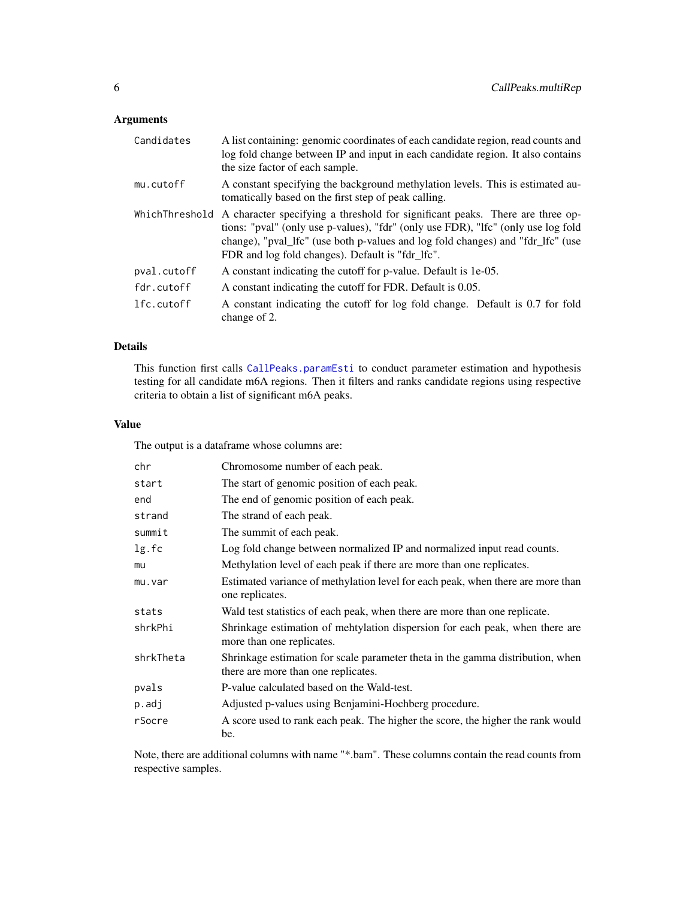## Arguments

| | |
|---|---|
| Candidates | A list containing: genomic coordinates of each candidate region, read counts and log fold change between IP and input in each candidate region. It also contains the size factor of each sample. |
| mu.cutoff | A constant specifying the background methylation levels. This is estimated automatically based on the first step of peak calling. |
| WhichThreshold | A character specifying a threshold for significant peaks. There are three options: "pval" (only use p-values), "fdr" (only use FDR), "lfc" (only use log fold change), "pval_lfc" (use both p-values and log fold changes) and "fdr_lfc" (use FDR and log fold changes). Default is "fdr_lfc". |
| pval.cutoff | A constant indicating the cutoff for p-value. Default is 1e-05. |
| fdr.cutoff | A constant indicating the cutoff for FDR. Default is 0.05. |
| lfc.cutoff | A constant indicating the cutoff for log fold change. Default is 0.7 for fold change of 2. |

## Details

This function first calls CallPeaks.paramEsti to conduct parameter estimation and hypothesis testing for all candidate m6A regions. Then it filters and ranks candidate regions using respective criteria to obtain a list of significant m6A peaks.

## Value

The output is a dataframe whose columns are:

| | |
|---|---|
| chr | Chromosome number of each peak. |
| start | The start of genomic position of each peak. |
| end | The end of genomic position of each peak. |
| strand | The strand of each peak. |
| summit | The summit of each peak. |
| lg.fc | Log fold change between normalized IP and normalized input read counts. |
| mu | Methylation level of each peak if there are more than one replicates. |
| mu.var | Estimated variance of methylation level for each peak, when there are more than one replicates. |
| stats | Wald test statistics of each peak, when there are more than one replicate. |
| shrkPhi | Shrinkage estimation of mehtylation dispersion for each peak, when there are more than one replicates. |
| shrkTheta | Shrinkage estimation for scale parameter theta in the gamma distribution, when there are more than one replicates. |
| pvals | P-value calculated based on the Wald-test. |
| p.adj | Adjusted p-values using Benjamini-Hochberg procedure. |
| rSocre | A score used to rank each peak. The higher the score, the higher the rank would be. |

Note, there are additional columns with name "*.bam". These columns contain the read counts from respective samples.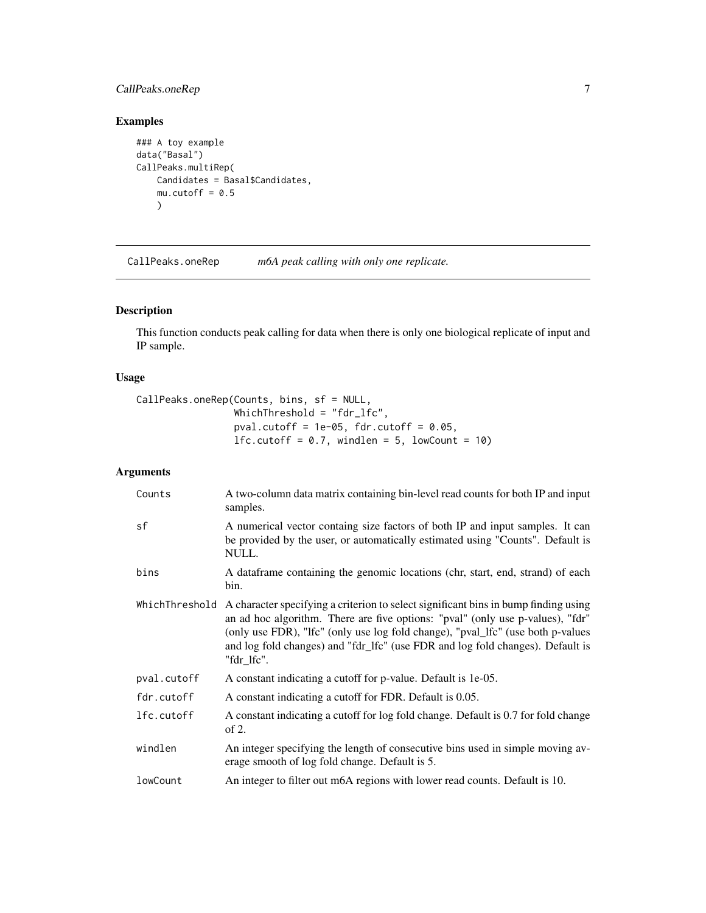### Examples

```
### A toy example
data("Basal")
CallPeaks.multiRep(
    Candidates = Basal$Candidates,
    mu.cutoff = 0.5
    )
```

---

## CallPeaks.oneRep    *m6A peak calling with only one replicate.*

---

### Description

This function conducts peak calling for data when there is only one biological replicate of input and IP sample.

### Usage

```
CallPeaks.oneRep(Counts, bins, sf = NULL,
                 WhichThreshold = "fdr_lfc",
                 pval.cutoff = 1e-05, fdr.cutoff = 0.05,
                 lfc.cutoff = 0.7, windlen = 5, lowCount = 10)
```

### Arguments

| | |
|---|---|
| Counts | A two-column data matrix containing bin-level read counts for both IP and input samples. |
| sf | A numerical vector containg size factors of both IP and input samples. It can be provided by the user, or automatically estimated using "Counts". Default is NULL. |
| bins | A dataframe containing the genomic locations (chr, start, end, strand) of each bin. |
| WhichThreshold | A character specifying a criterion to select significant bins in bump finding using an ad hoc algorithm. There are five options: "pval" (only use p-values), "fdr" (only use FDR), "lfc" (only use log fold change), "pval_lfc" (use both p-values and log fold changes) and "fdr_lfc" (use FDR and log fold changes). Default is "fdr_lfc". |
| pval.cutoff | A constant indicating a cutoff for p-value. Default is 1e-05. |
| fdr.cutoff | A constant indicating a cutoff for FDR. Default is 0.05. |
| lfc.cutoff | A constant indicating a cutoff for log fold change. Default is 0.7 for fold change of 2. |
| windlen | An integer specifying the length of consecutive bins used in simple moving average smooth of log fold change. Default is 5. |
| lowCount | An integer to filter out m6A regions with lower read counts. Default is 10. |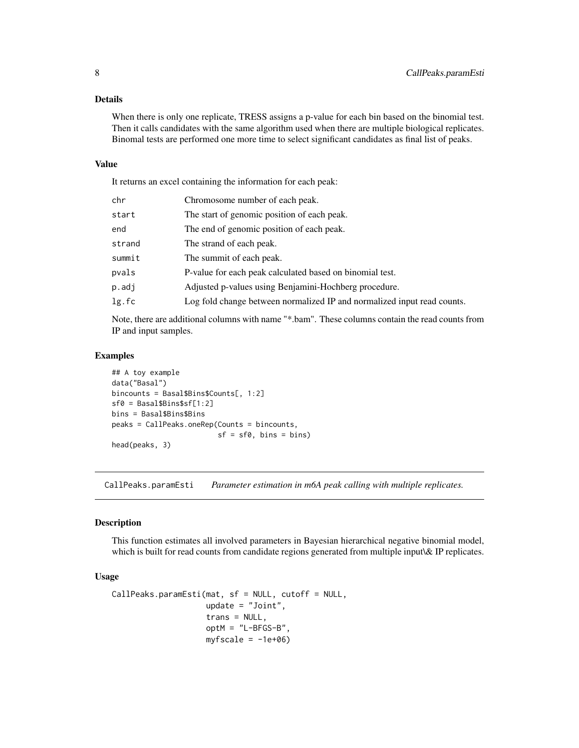### Details

When there is only one replicate, TRESS assigns a p-value for each bin based on the binomial test. Then it calls candidates with the same algorithm used when there are multiple biological replicates. Binomal tests are performed one more time to select significant candidates as final list of peaks.

### Value

It returns an excel containing the information for each peak:

| | |
|---|---|
| chr | Chromosome number of each peak. |
| start | The start of genomic position of each peak. |
| end | The end of genomic position of each peak. |
| strand | The strand of each peak. |
| summit | The summit of each peak. |
| pvals | P-value for each peak calculated based on binomial test. |
| p.adj | Adjusted p-values using Benjamini-Hochberg procedure. |
| lg.fc | Log fold change between normalized IP and normalized input read counts. |

Note, there are additional columns with name "*.bam". These columns contain the read counts from IP and input samples.

### Examples

```
## A toy example
data("Basal")
bincounts = Basal$Bins$Counts[, 1:2]
sf0 = Basal$Bins$sf[1:2]
bins = Basal$Bins$Bins
peaks = CallPeaks.oneRep(Counts = bincounts,
                         sf = sf0, bins = bins)
head(peaks, 3)
```

---

## CallPeaks.paramEsti    *Parameter estimation in m6A peak calling with multiple replicates.*

### Description

This function estimates all involved parameters in Bayesian hierarchical negative binomial model, which is built for read counts from candidate regions generated from multiple input\& IP replicates.

### Usage

```
CallPeaks.paramEsti(mat, sf = NULL, cutoff = NULL,
                    update = "Joint",
                    trans = NULL,
                    optM = "L-BFGS-B",
                    myfscale = -1e+06)
```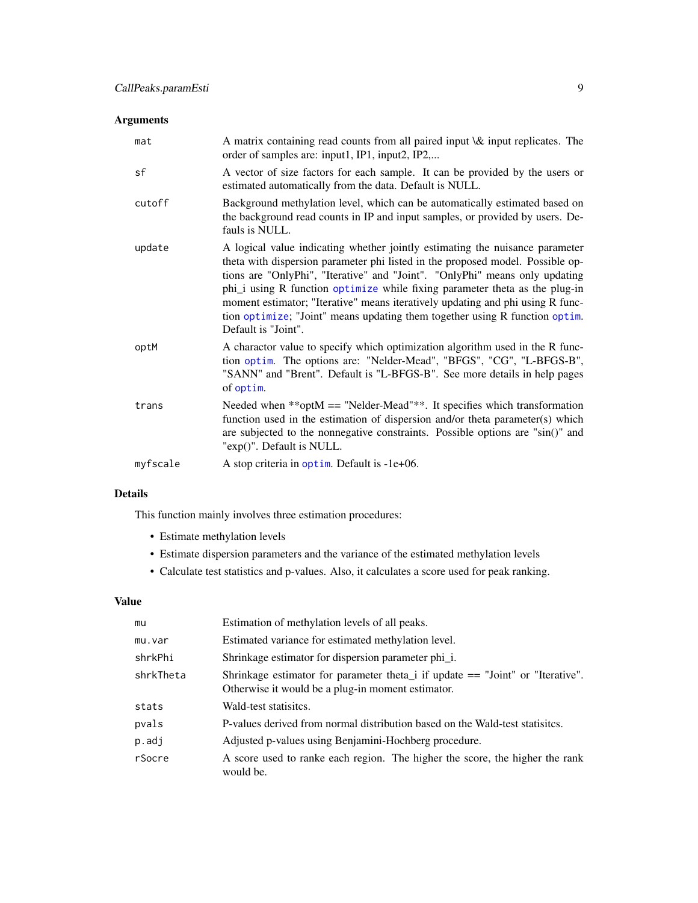## Arguments

| | |
|---|---|
| mat | A matrix containing read counts from all paired input \& input replicates. The order of samples are: input1, IP1, input2, IP2,... |
| sf | A vector of size factors for each sample. It can be provided by the users or estimated automatically from the data. Default is NULL. |
| cutoff | Background methylation level, which can be automatically estimated based on the background read counts in IP and input samples, or provided by users. Defauls is NULL. |
| update | A logical value indicating whether jointly estimating the nuisance parameter theta with dispersion parameter phi listed in the proposed model. Possible options are "OnlyPhi", "Iterative" and "Joint". "OnlyPhi" means only updating phi_i using R function optimize while fixing parameter theta as the plug-in moment estimator; "Iterative" means iteratively updating and phi using R function optimize; "Joint" means updating them together using R function optim. Default is "Joint". |
| optM | A charactor value to specify which optimization algorithm used in the R function optim. The options are: "Nelder-Mead", "BFGS", "CG", "L-BFGS-B", "SANN" and "Brent". Default is "L-BFGS-B". See more details in help pages of optim. |
| trans | Needed when **optM == "Nelder-Mead"**. It specifies which transformation function used in the estimation of dispersion and/or theta parameter(s) which are subjected to the nonnegative constraints. Possible options are "sin()" and "exp()". Default is NULL. |
| myfscale | A stop criteria in optim. Default is -1e+06. |

## Details

This function mainly involves three estimation procedures:

- Estimate methylation levels
- Estimate dispersion parameters and the variance of the estimated methylation levels
- Calculate test statistics and p-values. Also, it calculates a score used for peak ranking.

## Value

| | |
|---|---|
| mu | Estimation of methylation levels of all peaks. |
| mu.var | Estimated variance for estimated methylation level. |
| shrkPhi | Shrinkage estimator for dispersion parameter phi_i. |
| shrkTheta | Shrinkage estimator for parameter theta_i if update == "Joint" or "Iterative". Otherwise it would be a plug-in moment estimator. |
| stats | Wald-test statisitcs. |
| pvals | P-values derived from normal distribution based on the Wald-test statisitcs. |
| p.adj | Adjusted p-values using Benjamini-Hochberg procedure. |
| rSocre | A score used to ranke each region. The higher the score, the higher the rank would be. |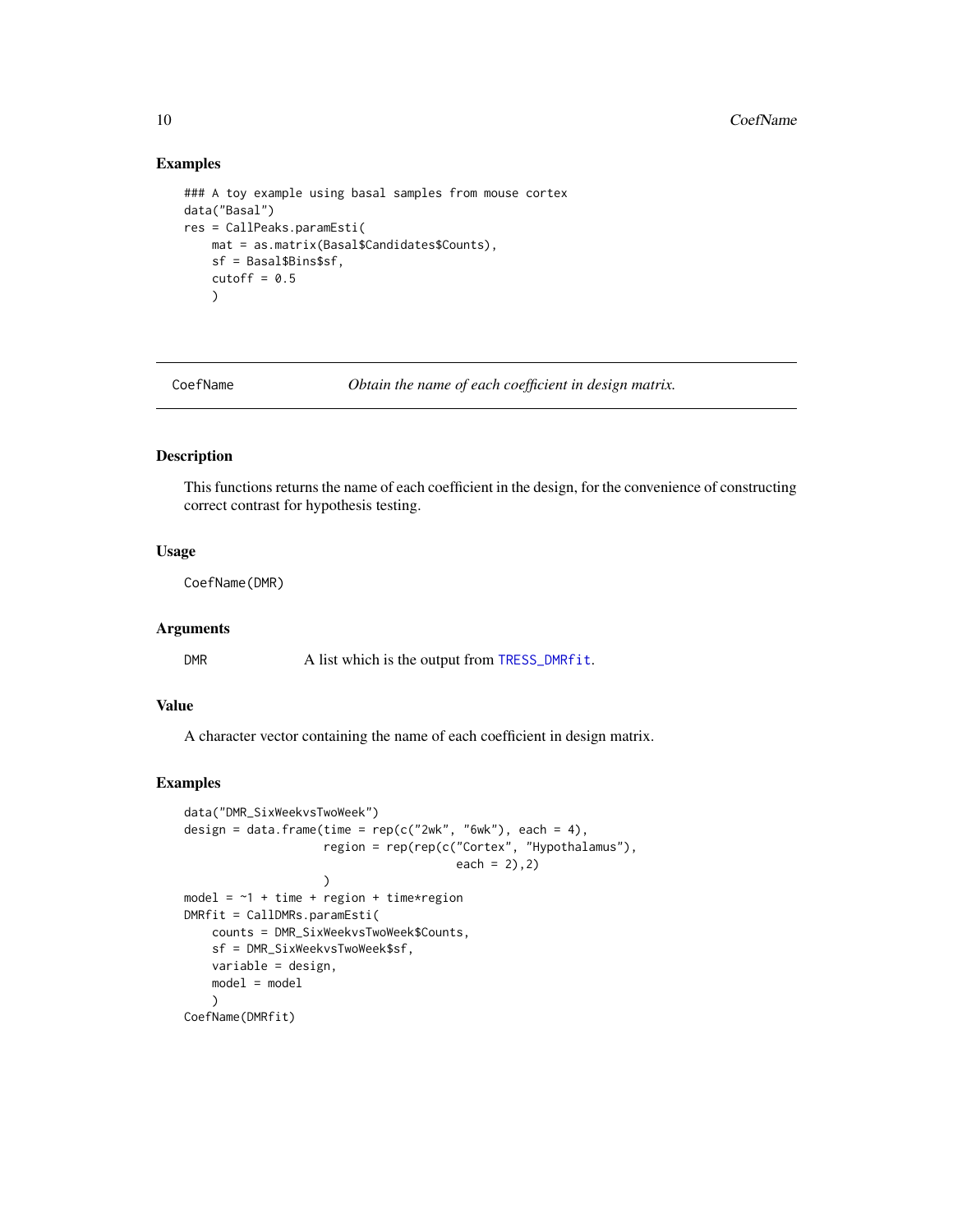## Examples

```
### A toy example using basal samples from mouse cortex
data("Basal")
res = CallPeaks.paramEsti(
    mat = as.matrix(Basal$Candidates$Counts),
    sf = Basal$Bins$sf,
    cutoff = 0.5
    )
```

---

CoefName *Obtain the name of each coefficient in design matrix.*

---

## Description

This functions returns the name of each coefficient in the design, for the convenience of constructing correct contrast for hypothesis testing.

## Usage

```
CoefName(DMR)
```

## Arguments

| | |
|---|---|
| DMR | A list which is the output from TRESS_DMRfit. |

## Value

A character vector containing the name of each coefficient in design matrix.

## Examples

```
data("DMR_SixWeekvsTwoWeek")
design = data.frame(time = rep(c("2wk", "6wk"), each = 4),
                    region = rep(rep(c("Cortex", "Hypothalamus"),
                                     each = 2),2)
                    )
model = ~1 + time + region + time*region
DMRfit = CallDMRs.paramEsti(
    counts = DMR_SixWeekvsTwoWeek$Counts,
    sf = DMR_SixWeekvsTwoWeek$sf,
    variable = design,
    model = model
    )
CoefName(DMRfit)
```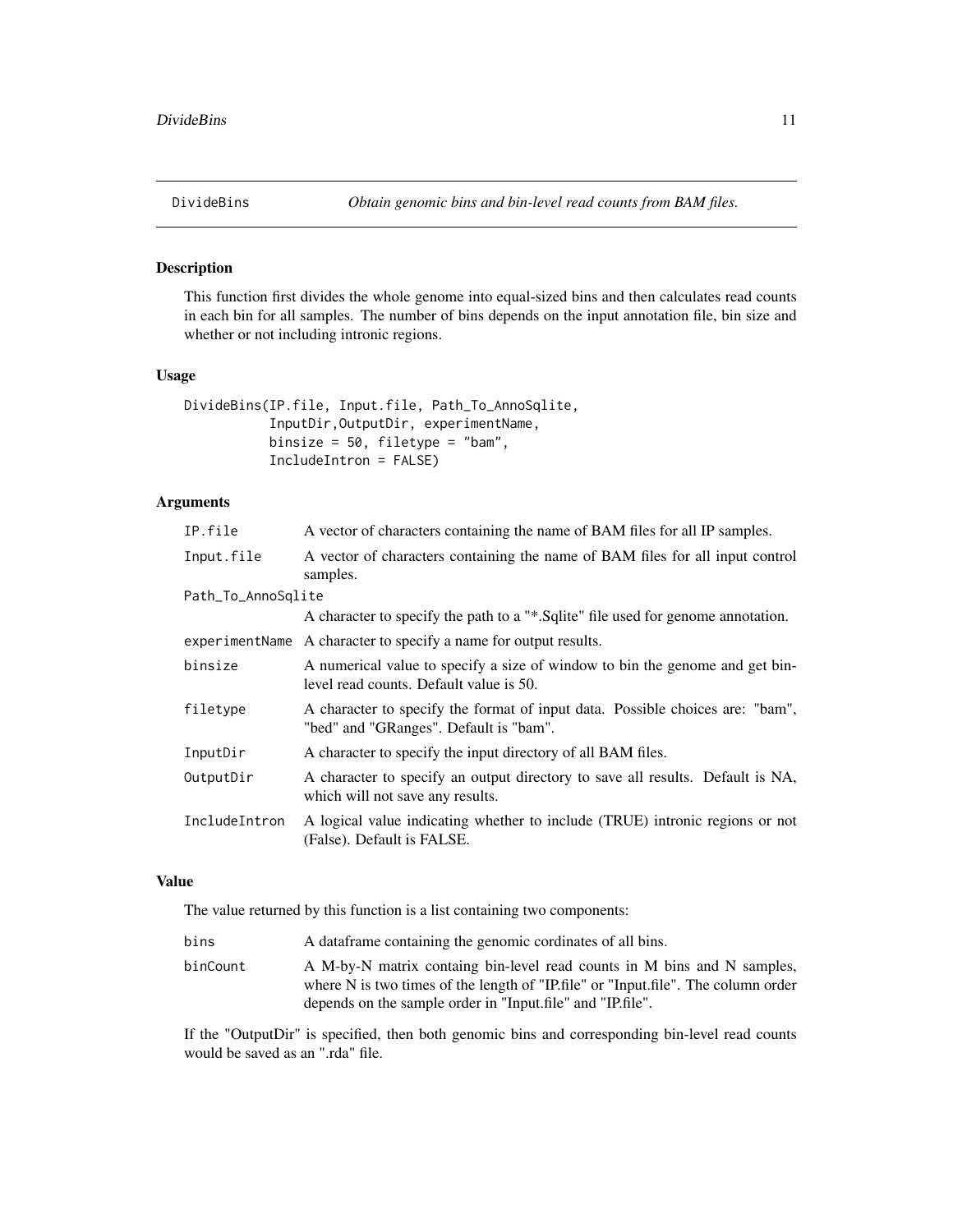# DivideBins

*Obtain genomic bins and bin-level read counts from BAM files.*

## Description

This function first divides the whole genome into equal-sized bins and then calculates read counts in each bin for all samples. The number of bins depends on the input annotation file, bin size and whether or not including intronic regions.

## Usage

```
DivideBins(IP.file, Input.file, Path_To_AnnoSqlite,
           InputDir,OutputDir, experimentName,
           binsize = 50, filetype = "bam",
           IncludeIntron = FALSE)
```

## Arguments

| | |
|---|---|
| `IP.file` | A vector of characters containing the name of BAM files for all IP samples. |
| `Input.file` | A vector of characters containing the name of BAM files for all input control samples. |
| `Path_To_AnnoSqlite` | A character to specify the path to a "*.Sqlite" file used for genome annotation. |
| `experimentName` | A character to specify a name for output results. |
| `binsize` | A numerical value to specify a size of window to bin the genome and get bin-level read counts. Default value is 50. |
| `filetype` | A character to specify the format of input data. Possible choices are: "bam", "bed" and "GRanges". Default is "bam". |
| `InputDir` | A character to specify the input directory of all BAM files. |
| `OutputDir` | A character to specify an output directory to save all results. Default is NA, which will not save any results. |
| `IncludeIntron` | A logical value indicating whether to include (TRUE) intronic regions or not (False). Default is FALSE. |

## Value

The value returned by this function is a list containing two components:

| | |
|---|---|
| `bins` | A dataframe containing the genomic cordinates of all bins. |
| `binCount` | A M-by-N matrix containg bin-level read counts in M bins and N samples, where N is two times of the length of "IP.file" or "Input.file". The column order depends on the sample order in "Input.file" and "IP.file". |

If the "OutputDir" is specified, then both genomic bins and corresponding bin-level read counts would be saved as an ".rda" file.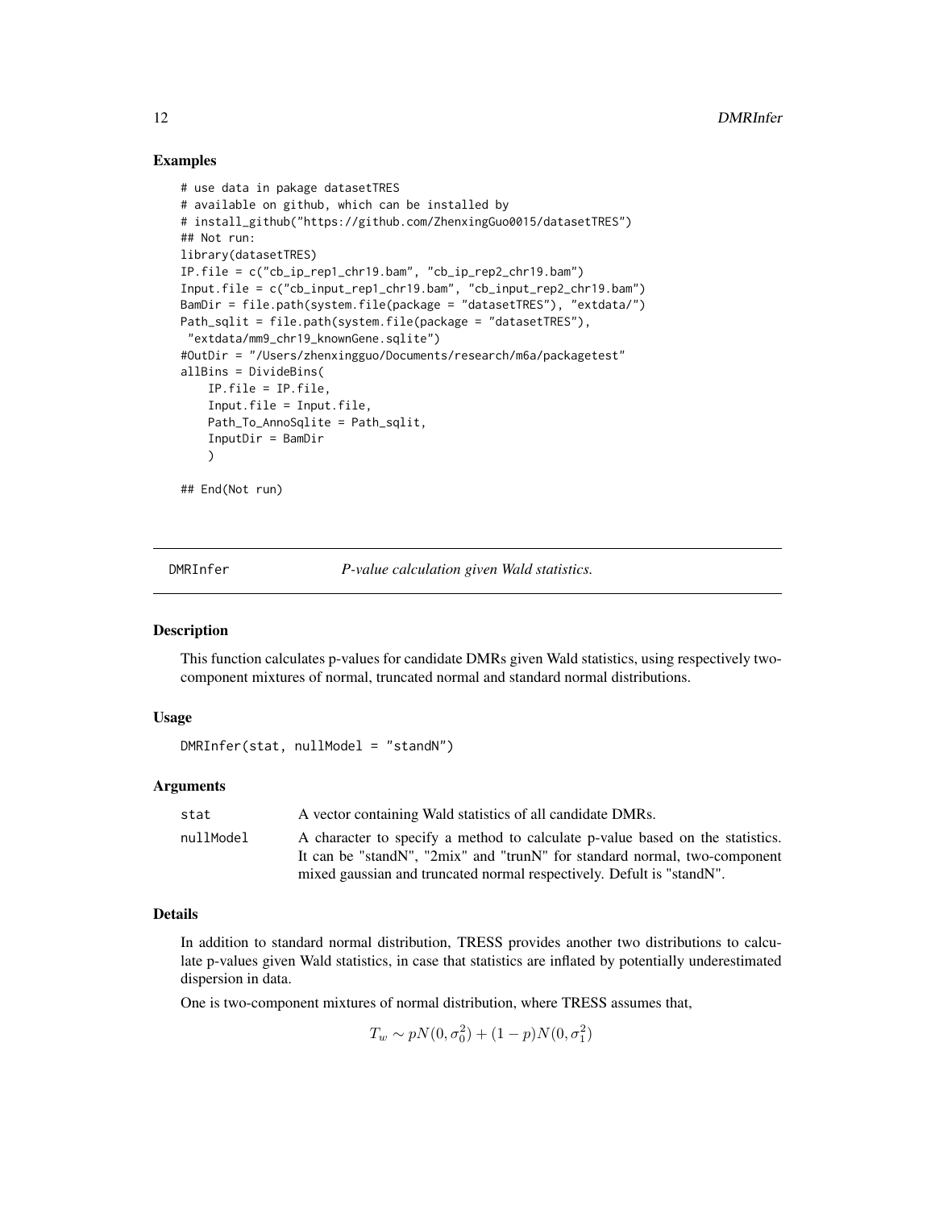### Examples

```
# use data in pakage datasetTRES
# available on github, which can be installed by
# install_github("https://github.com/ZhenxingGuo0015/datasetTRES")
## Not run:
library(datasetTRES)
IP.file = c("cb_ip_rep1_chr19.bam", "cb_ip_rep2_chr19.bam")
Input.file = c("cb_input_rep1_chr19.bam", "cb_input_rep2_chr19.bam")
BamDir = file.path(system.file(package = "datasetTRES"), "extdata/")
Path_sqlit = file.path(system.file(package = "datasetTRES"),
 "extdata/mm9_chr19_knownGene.sqlite")
#OutDir = "/Users/zhenxingguo/Documents/research/m6a/packagetest"
allBins = DivideBins(
    IP.file = IP.file,
    Input.file = Input.file,
    Path_To_AnnoSqlite = Path_sqlit,
    InputDir = BamDir
    )

## End(Not run)
```

## DMRInfer — *P-value calculation given Wald statistics.*

### Description

This function calculates p-values for candidate DMRs given Wald statistics, using respectively two-component mixtures of normal, truncated normal and standard normal distributions.

### Usage

```
DMRInfer(stat, nullModel = "standN")
```

### Arguments

| | |
|---|---|
| stat | A vector containing Wald statistics of all candidate DMRs. |
| nullModel | A character to specify a method to calculate p-value based on the statistics. It can be "standN", "2mix" and "trunN" for standard normal, two-component mixed gaussian and truncated normal respectively. Defult is "standN". |

### Details

In addition to standard normal distribution, TRESS provides another two distributions to calculate p-values given Wald statistics, in case that statistics are inflated by potentially underestimated dispersion in data.

One is two-component mixtures of normal distribution, where TRESS assumes that,

$$T_w \sim pN(0, \sigma_0^2) + (1 - p)N(0, \sigma_1^2)$$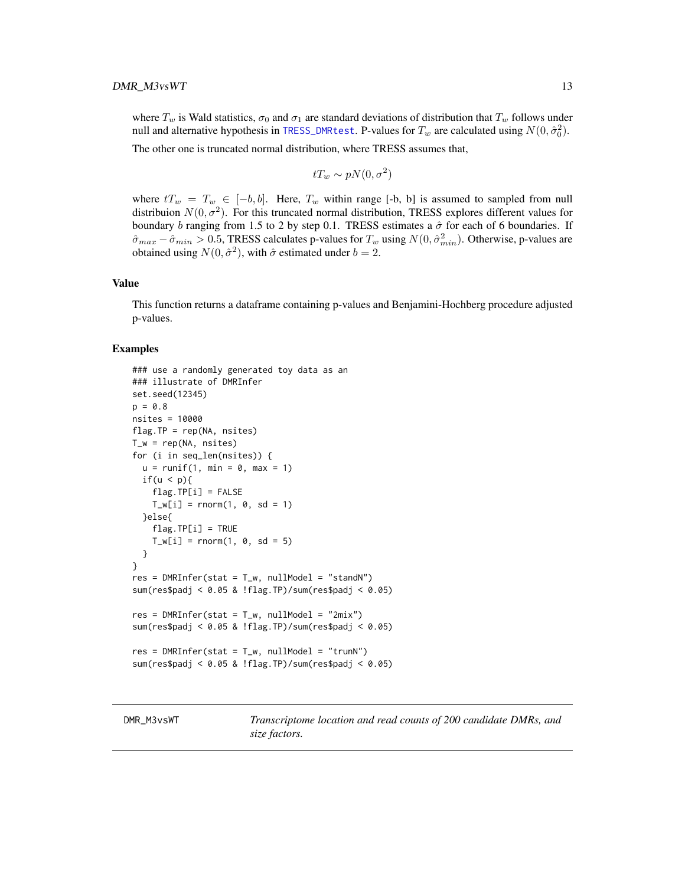where $T_w$ is Wald statistics, $\sigma_0$ and $\sigma_1$ are standard deviations of distribution that $T_w$ follows under null and alternative hypothesis in TRESS_DMRtest. P-values for $T_w$ are calculated using $N(0, \hat{\sigma}_0^2)$.

The other one is truncated normal distribution, where TRESS assumes that,

$$tT_w \sim pN(0, \sigma^2)$$

where $tT_w = T_w \in [-b, b]$. Here, $T_w$ within range [-b, b] is assumed to sampled from null distribuion $N(0, \sigma^2)$. For this truncated normal distribution, TRESS explores different values for boundary $b$ ranging from 1.5 to 2 by step 0.1. TRESS estimates a $\hat{\sigma}$ for each of 6 boundaries. If $\hat{\sigma}_{max} - \hat{\sigma}_{min} > 0.5$, TRESS calculates p-values for $T_w$ using $N(0, \hat{\sigma}_{min}^2)$. Otherwise, p-values are obtained using $N(0, \hat{\sigma}^2)$, with $\hat{\sigma}$ estimated under $b = 2$.

### Value

This function returns a dataframe containing p-values and Benjamini-Hochberg procedure adjusted p-values.

### Examples

```
### use a randomly generated toy data as an
### illustrate of DMRInfer
set.seed(12345)
p = 0.8
nsites = 10000
flag.TP = rep(NA, nsites)
T_w = rep(NA, nsites)
for (i in seq_len(nsites)) {
  u = runif(1, min = 0, max = 1)
  if(u < p){
    flag.TP[i] = FALSE
    T_w[i] = rnorm(1, 0, sd = 1)
  }else{
    flag.TP[i] = TRUE
    T_w[i] = rnorm(1, 0, sd = 5)
  }
}
res = DMRInfer(stat = T_w, nullModel = "standN")
sum(res$padj < 0.05 & !flag.TP)/sum(res$padj < 0.05)

res = DMRInfer(stat = T_w, nullModel = "2mix")
sum(res$padj < 0.05 & !flag.TP)/sum(res$padj < 0.05)

res = DMRInfer(stat = T_w, nullModel = "trunN")
sum(res$padj < 0.05 & !flag.TP)/sum(res$padj < 0.05)
```

---

## DMR_M3vsWT    *Transcriptome location and read counts of 200 candidate DMRs, and size factors.*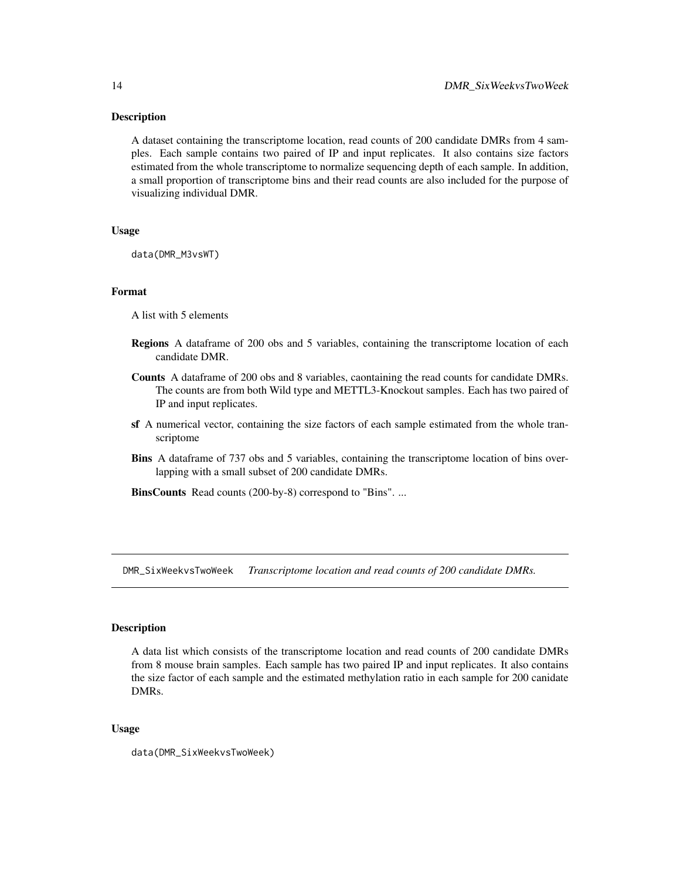### Description

A dataset containing the transcriptome location, read counts of 200 candidate DMRs from 4 samples. Each sample contains two paired of IP and input replicates. It also contains size factors estimated from the whole transcriptome to normalize sequencing depth of each sample. In addition, a small proportion of transcriptome bins and their read counts are also included for the purpose of visualizing individual DMR.

### Usage

```
data(DMR_M3vsWT)
```

### Format

A list with 5 elements

- **Regions** A dataframe of 200 obs and 5 variables, containing the transcriptome location of each candidate DMR.
- **Counts** A dataframe of 200 obs and 8 variables, caontaining the read counts for candidate DMRs. The counts are from both Wild type and METTL3-Knockout samples. Each has two paired of IP and input replicates.
- **sf** A numerical vector, containing the size factors of each sample estimated from the whole transcriptome
- **Bins** A dataframe of 737 obs and 5 variables, containing the transcriptome location of bins overlapping with a small subset of 200 candidate DMRs.
- **BinsCounts** Read counts (200-by-8) correspond to "Bins". ...

---

## DMR_SixWeekvsTwoWeek *Transcriptome location and read counts of 200 candidate DMRs.*

### Description

A data list which consists of the transcriptome location and read counts of 200 candidate DMRs from 8 mouse brain samples. Each sample has two paired IP and input replicates. It also contains the size factor of each sample and the estimated methylation ratio in each sample for 200 canidate DMRs.

### Usage

```
data(DMR_SixWeekvsTwoWeek)
```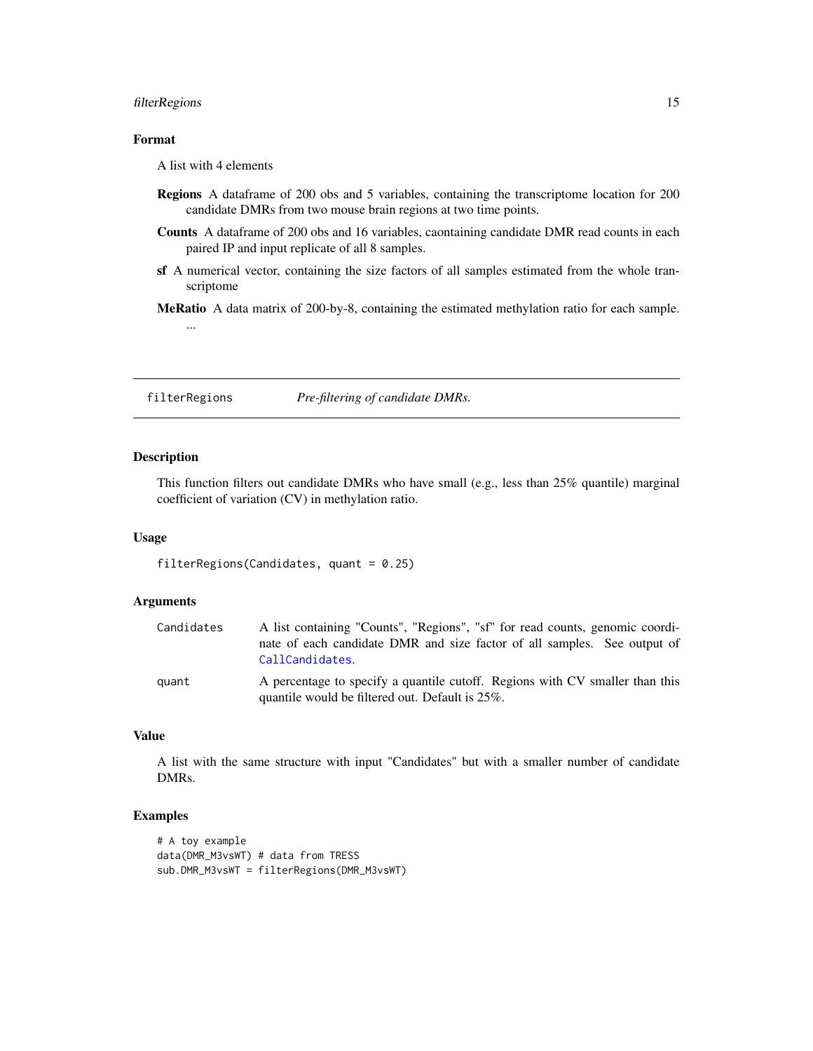### Format

A list with 4 elements

**Regions** A dataframe of 200 obs and 5 variables, containing the transcriptome location for 200 candidate DMRs from two mouse brain regions at two time points.

**Counts** A dataframe of 200 obs and 16 variables, caontaining candidate DMR read counts in each paired IP and input replicate of all 8 samples.

**sf** A numerical vector, containing the size factors of all samples estimated from the whole transcriptome

**MeRatio** A data matrix of 200-by-8, containing the estimated methylation ratio for each sample. ...

---

## filterRegions    *Pre-filtering of candidate DMRs.*

---

### Description

This function filters out candidate DMRs who have small (e.g., less than 25% quantile) marginal coefficient of variation (CV) in methylation ratio.

### Usage

```
filterRegions(Candidates, quant = 0.25)
```

### Arguments

| | |
|---|---|
| Candidates | A list containing "Counts", "Regions", "sf" for read counts, genomic coordinate of each candidate DMR and size factor of all samples. See output of CallCandidates. |
| quant | A percentage to specify a quantile cutoff. Regions with CV smaller than this quantile would be filtered out. Default is 25%. |

### Value

A list with the same structure with input "Candidates" but with a smaller number of candidate DMRs.

### Examples

```
# A toy example
data(DMR_M3vsWT) # data from TRESS
sub.DMR_M3vsWT = filterRegions(DMR_M3vsWT)
```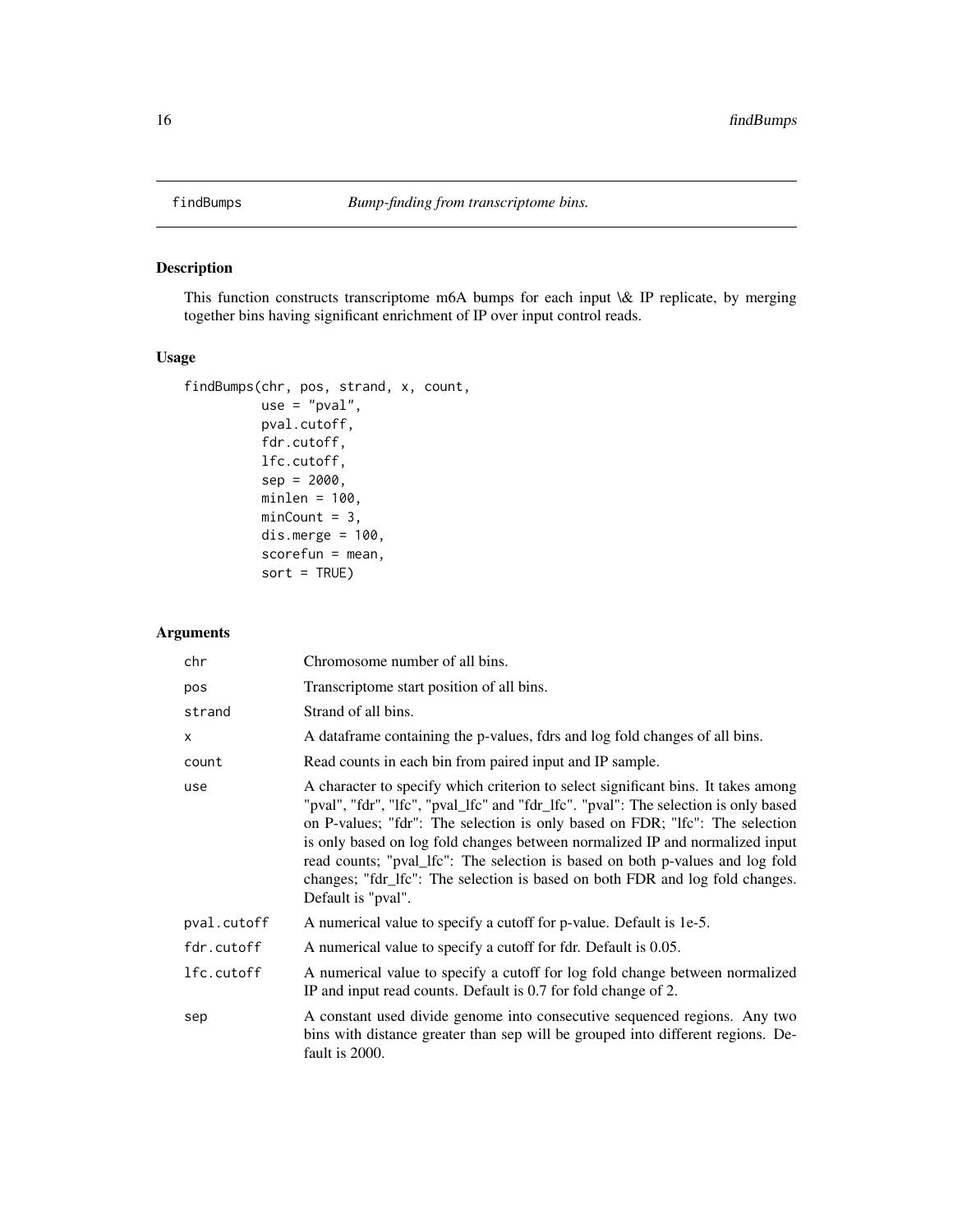# findBumps — *Bump-finding from transcriptome bins.*

## Description

This function constructs transcriptome m6A bumps for each input \& IP replicate, by merging together bins having significant enrichment of IP over input control reads.

## Usage

```
findBumps(chr, pos, strand, x, count,
          use = "pval",
          pval.cutoff,
          fdr.cutoff,
          lfc.cutoff,
          sep = 2000,
          minlen = 100,
          minCount = 3,
          dis.merge = 100,
          scorefun = mean,
          sort = TRUE)
```

## Arguments

| | |
|---|---|
| `chr` | Chromosome number of all bins. |
| `pos` | Transcriptome start position of all bins. |
| `strand` | Strand of all bins. |
| `x` | A dataframe containing the p-values, fdrs and log fold changes of all bins. |
| `count` | Read counts in each bin from paired input and IP sample. |
| `use` | A character to specify which criterion to select significant bins. It takes among "pval", "fdr", "lfc", "pval_lfc" and "fdr_lfc". "pval": The selection is only based on P-values; "fdr": The selection is only based on FDR; "lfc": The selection is only based on log fold changes between normalized IP and normalized input read counts; "pval_lfc": The selection is based on both p-values and log fold changes; "fdr_lfc": The selection is based on both FDR and log fold changes. Default is "pval". |
| `pval.cutoff` | A numerical value to specify a cutoff for p-value. Default is 1e-5. |
| `fdr.cutoff` | A numerical value to specify a cutoff for fdr. Default is 0.05. |
| `lfc.cutoff` | A numerical value to specify a cutoff for log fold change between normalized IP and input read counts. Default is 0.7 for fold change of 2. |
| `sep` | A constant used divide genome into consecutive sequenced regions. Any two bins with distance greater than sep will be grouped into different regions. Default is 2000. |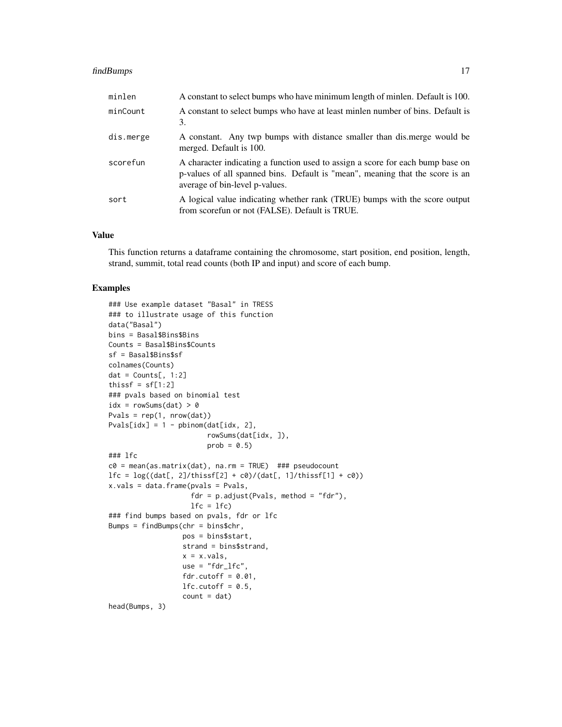| | |
|---|---|
| minlen | A constant to select bumps who have minimum length of minlen. Default is 100. |
| minCount | A constant to select bumps who have at least minlen number of bins. Default is 3. |
| dis.merge | A constant. Any twp bumps with distance smaller than dis.merge would be merged. Default is 100. |
| scorefun | A character indicating a function used to assign a score for each bump base on p-values of all spanned bins. Default is "mean", meaning that the score is an average of bin-level p-values. |
| sort | A logical value indicating whether rank (TRUE) bumps with the score output from scorefun or not (FALSE). Default is TRUE. |

## Value

This function returns a dataframe containing the chromosome, start position, end position, length, strand, summit, total read counts (both IP and input) and score of each bump.

## Examples

```
### Use example dataset "Basal" in TRESS
### to illustrate usage of this function
data("Basal")
bins = Basal$Bins$Bins
Counts = Basal$Bins$Counts
sf = Basal$Bins$sf
colnames(Counts)
dat = Counts[, 1:2]
thissf = sf[1:2]
### pvals based on binomial test
idx = rowSums(dat) > 0
Pvals = rep(1, nrow(dat))
Pvals[idx] = 1 - pbinom(dat[idx, 2],
                        rowSums(dat[idx, ]),
                        prob = 0.5)
### lfc
c0 = mean(as.matrix(dat), na.rm = TRUE)  ### pseudocount
lfc = log((dat[, 2]/thissf[2] + c0)/(dat[, 1]/thissf[1] + c0))
x.vals = data.frame(pvals = Pvals,
                    fdr = p.adjust(Pvals, method = "fdr"),
                    lfc = lfc)
### find bumps based on pvals, fdr or lfc
Bumps = findBumps(chr = bins$chr,
                  pos = bins$start,
                  strand = bins$strand,
                  x = x.vals,
                  use = "fdr_lfc",
                  fdr.cutoff = 0.01,
                  lfc.cutoff = 0.5,
                  count = dat)
head(Bumps, 3)
```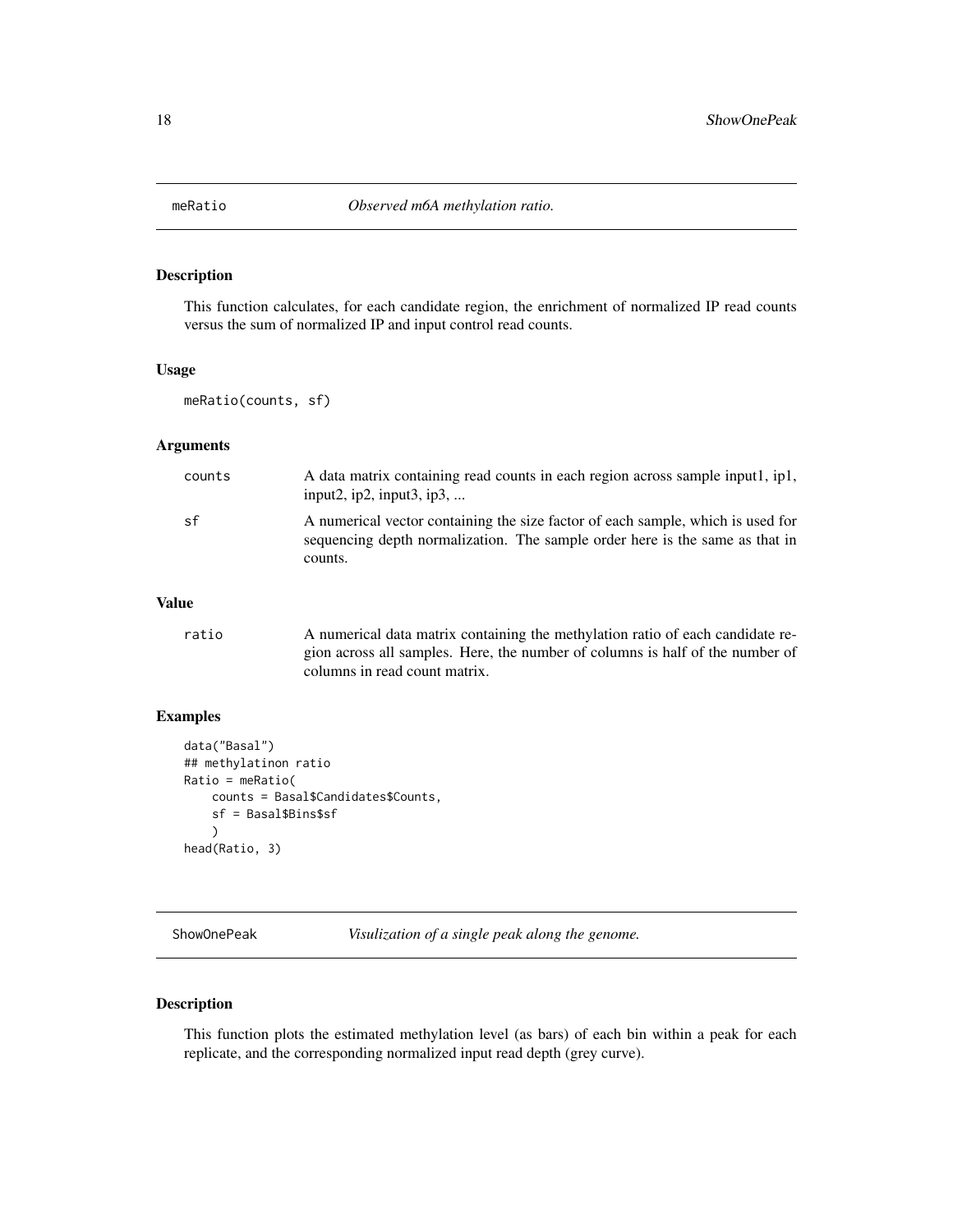## meRatio — *Observed m6A methylation ratio.*

### Description

This function calculates, for each candidate region, the enrichment of normalized IP read counts versus the sum of normalized IP and input control read counts.

### Usage

```
meRatio(counts, sf)
```

### Arguments

| | |
|---|---|
| counts | A data matrix containing read counts in each region across sample input1, ip1, input2, ip2, input3, ip3, ... |
| sf | A numerical vector containing the size factor of each sample, which is used for sequencing depth normalization. The sample order here is the same as that in counts. |

### Value

| | |
|---|---|
| ratio | A numerical data matrix containing the methylation ratio of each candidate region across all samples. Here, the number of columns is half of the number of columns in read count matrix. |

### Examples

```
data("Basal")
## methylatinon ratio
Ratio = meRatio(
    counts = Basal$Candidates$Counts,
    sf = Basal$Bins$sf
    )
head(Ratio, 3)
```

## ShowOnePeak — *Visulization of a single peak along the genome.*

### Description

This function plots the estimated methylation level (as bars) of each bin within a peak for each replicate, and the corresponding normalized input read depth (grey curve).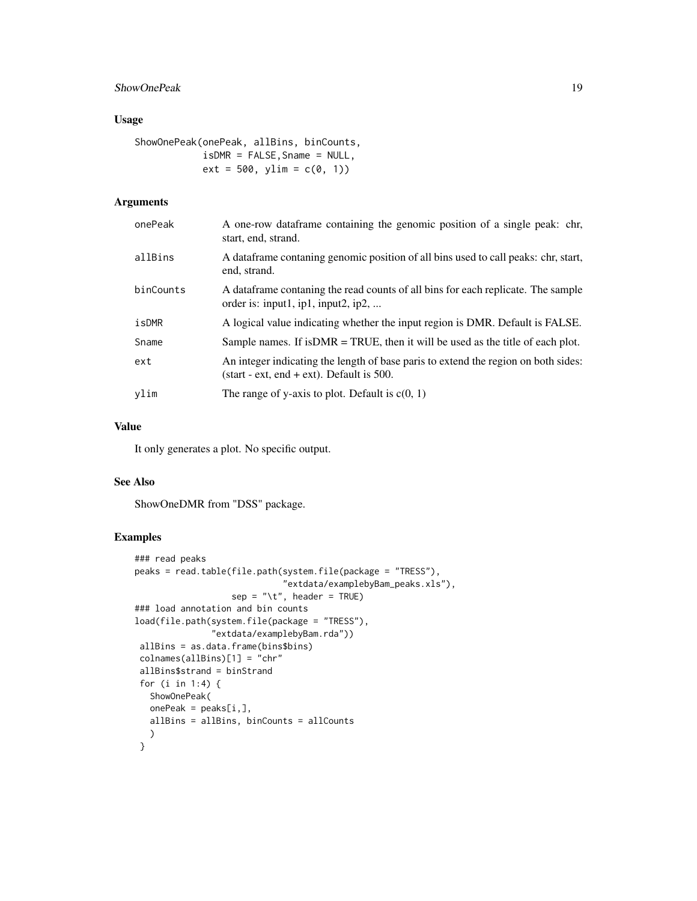## Usage

```
ShowOnePeak(onePeak, allBins, binCounts,
            isDMR = FALSE,Sname = NULL,
            ext = 500, ylim = c(0, 1))
```

## Arguments

| | |
|---|---|
| onePeak | A one-row dataframe containing the genomic position of a single peak: chr, start, end, strand. |
| allBins | A dataframe contaning genomic position of all bins used to call peaks: chr, start, end, strand. |
| binCounts | A dataframe contaning the read counts of all bins for each replicate. The sample order is: input1, ip1, input2, ip2, ... |
| isDMR | A logical value indicating whether the input region is DMR. Default is FALSE. |
| Sname | Sample names. If isDMR = TRUE, then it will be used as the title of each plot. |
| ext | An integer indicating the length of base paris to extend the region on both sides: (start - ext, end + ext). Default is 500. |
| ylim | The range of y-axis to plot. Default is c(0, 1) |

## Value

It only generates a plot. No specific output.

## See Also

ShowOneDMR from "DSS" package.

## Examples

```
### read peaks
peaks = read.table(file.path(system.file(package = "TRESS"),
                             "extdata/examplebyBam_peaks.xls"),
                   sep = "\t", header = TRUE)
### load annotation and bin counts
load(file.path(system.file(package = "TRESS"),
               "extdata/examplebyBam.rda"))
 allBins = as.data.frame(bins$bins)
 colnames(allBins)[1] = "chr"
 allBins$strand = binStrand
 for (i in 1:4) {
   ShowOnePeak(
   onePeak = peaks[i,],
   allBins = allBins, binCounts = allCounts
   )
 }
```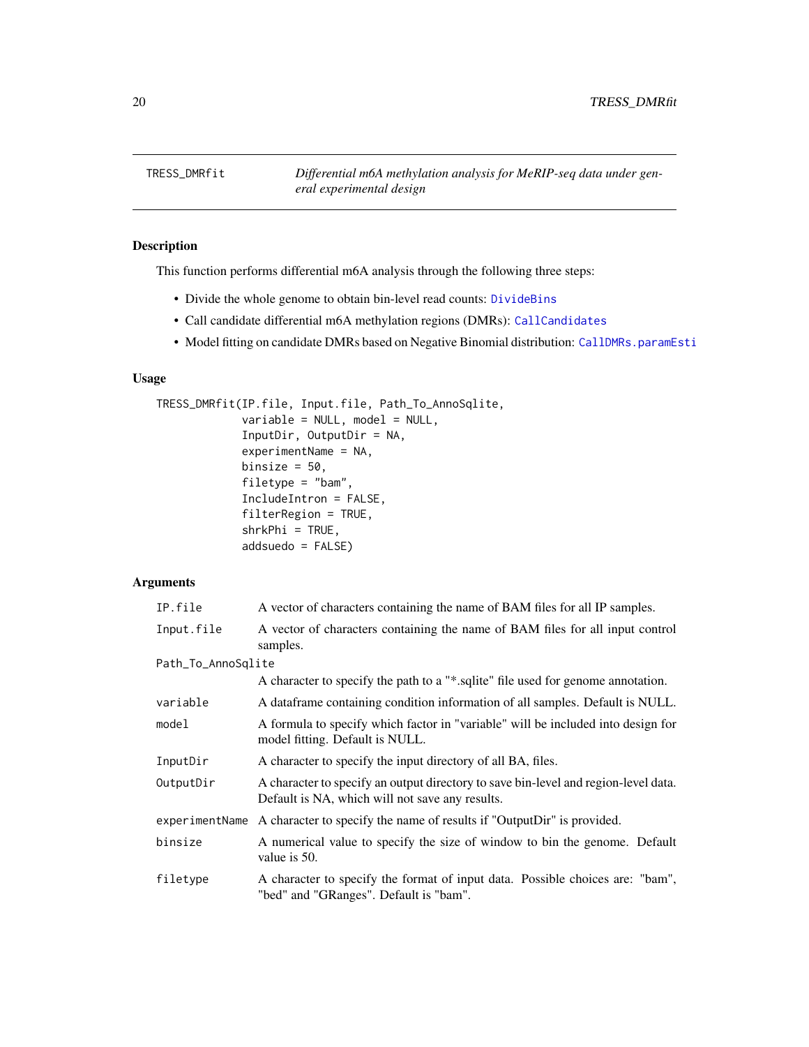TRESS_DMRfit *Differential m6A methylation analysis for MeRIP-seq data under general experimental design*

## Description

This function performs differential m6A analysis through the following three steps:

- Divide the whole genome to obtain bin-level read counts: DivideBins
- Call candidate differential m6A methylation regions (DMRs): CallCandidates
- Model fitting on candidate DMRs based on Negative Binomial distribution: CallDMRs.paramEsti

## Usage

```
TRESS_DMRfit(IP.file, Input.file, Path_To_AnnoSqlite,
             variable = NULL, model = NULL,
             InputDir, OutputDir = NA,
             experimentName = NA,
             binsize = 50,
             filetype = "bam",
             IncludeIntron = FALSE,
             filterRegion = TRUE,
             shrkPhi = TRUE,
             addsuedo = FALSE)
```

## Arguments

| | |
|---|---|
| IP.file | A vector of characters containing the name of BAM files for all IP samples. |
| Input.file | A vector of characters containing the name of BAM files for all input control samples. |
| Path_To_AnnoSqlite | A character to specify the path to a "*.sqlite" file used for genome annotation. |
| variable | A dataframe containing condition information of all samples. Default is NULL. |
| model | A formula to specify which factor in "variable" will be included into design for model fitting. Default is NULL. |
| InputDir | A character to specify the input directory of all BA, files. |
| OutputDir | A character to specify an output directory to save bin-level and region-level data. Default is NA, which will not save any results. |
| experimentName | A character to specify the name of results if "OutputDir" is provided. |
| binsize | A numerical value to specify the size of window to bin the genome. Default value is 50. |
| filetype | A character to specify the format of input data. Possible choices are: "bam", "bed" and "GRanges". Default is "bam". |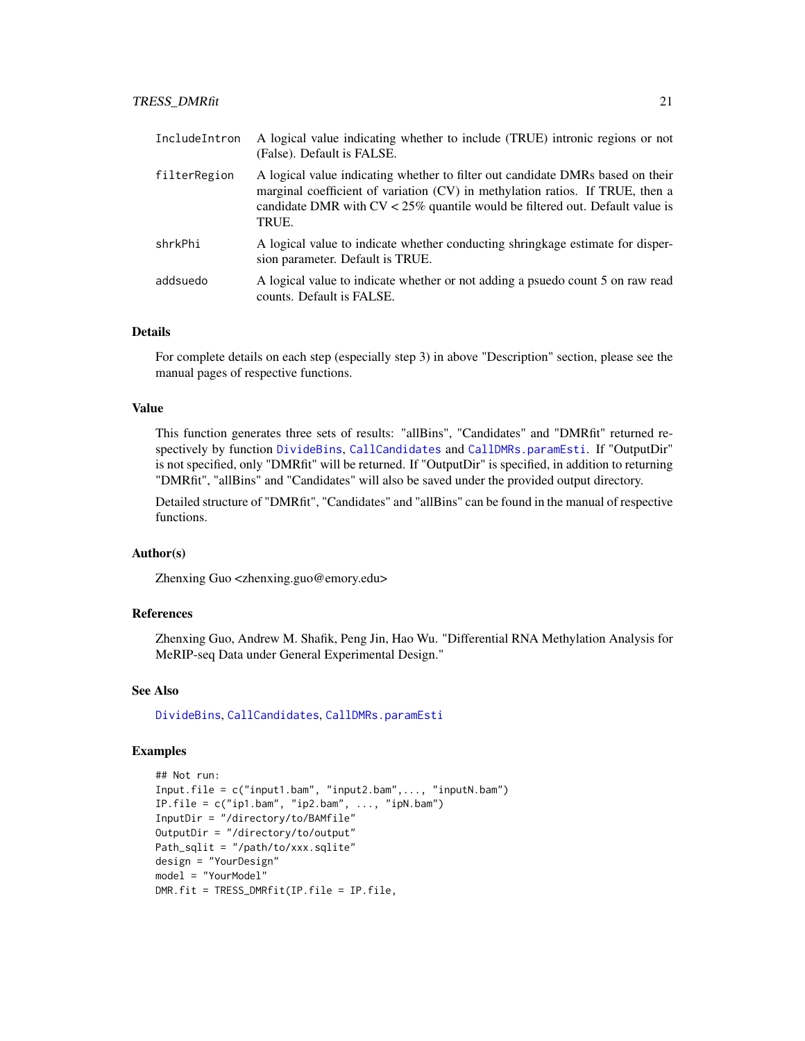| | |
|---|---|
| `IncludeIntron` | A logical value indicating whether to include (TRUE) intronic regions or not (False). Default is FALSE. |
| `filterRegion` | A logical value indicating whether to filter out candidate DMRs based on their marginal coefficient of variation (CV) in methylation ratios. If TRUE, then a candidate DMR with CV < 25% quantile would be filtered out. Default value is TRUE. |
| `shrkPhi` | A logical value to indicate whether conducting shringkage estimate for dispersion parameter. Default is TRUE. |
| `addsuedo` | A logical value to indicate whether or not adding a psuedo count 5 on raw read counts. Default is FALSE. |

### Details

For complete details on each step (especially step 3) in above "Description" section, please see the manual pages of respective functions.

### Value

This function generates three sets of results: "allBins", "Candidates" and "DMRfit" returned respectively by function `DivideBins`, `CallCandidates` and `CallDMRs.paramEsti`. If "OutputDir" is not specified, only "DMRfit" will be returned. If "OutputDir" is specified, in addition to returning "DMRfit", "allBins" and "Candidates" will also be saved under the provided output directory.

Detailed structure of "DMRfit", "Candidates" and "allBins" can be found in the manual of respective functions.

### Author(s)

Zhenxing Guo <zhenxing.guo@emory.edu>

### References

Zhenxing Guo, Andrew M. Shafik, Peng Jin, Hao Wu. "Differential RNA Methylation Analysis for MeRIP-seq Data under General Experimental Design."

### See Also

`DivideBins`, `CallCandidates`, `CallDMRs.paramEsti`

### Examples

```
## Not run:
Input.file = c("input1.bam", "input2.bam",..., "inputN.bam")
IP.file = c("ip1.bam", "ip2.bam", ..., "ipN.bam")
InputDir = "/directory/to/BAMfile"
OutputDir = "/directory/to/output"
Path_sqlit = "/path/to/xxx.sqlite"
design = "YourDesign"
model = "YourModel"
DMR.fit = TRESS_DMRfit(IP.file = IP.file,
```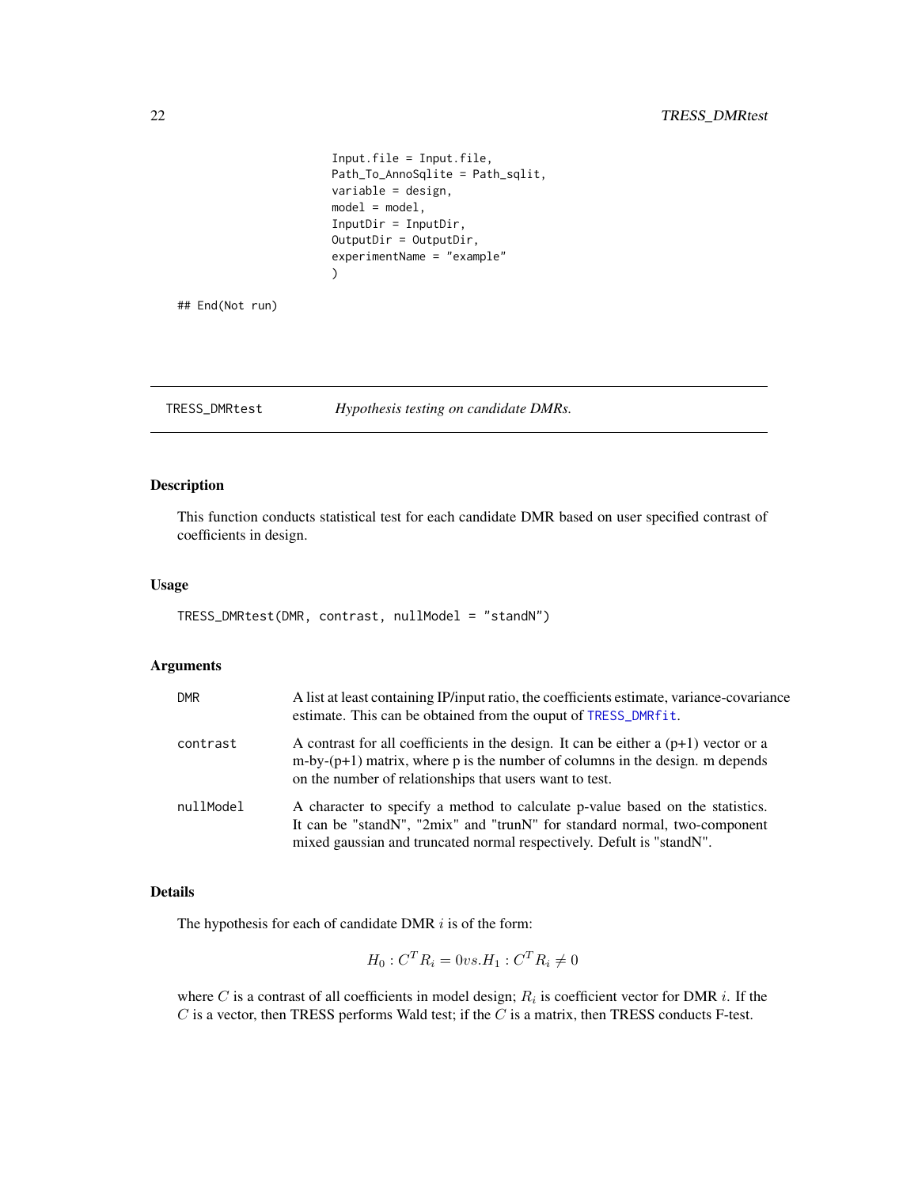```
                        Input.file = Input.file,
                        Path_To_AnnoSqlite = Path_sqlit,
                        variable = design,
                        model = model,
                        InputDir = InputDir,
                        OutputDir = OutputDir,
                        experimentName = "example"
                        )

## End(Not run)
```

---

## TRESS_DMRtest *Hypothesis testing on candidate DMRs.*

---

### Description

This function conducts statistical test for each candidate DMR based on user specified contrast of coefficients in design.

### Usage

```
TRESS_DMRtest(DMR, contrast, nullModel = "standN")
```

### Arguments

| | |
|---|---|
| DMR | A list at least containing IP/input ratio, the coefficients estimate, variance-covariance estimate. This can be obtained from the ouput of TRESS_DMRfit. |
| contrast | A contrast for all coefficients in the design. It can be either a (p+1) vector or a m-by-(p+1) matrix, where p is the number of columns in the design. m depends on the number of relationships that users want to test. |
| nullModel | A character to specify a method to calculate p-value based on the statistics. It can be "standN", "2mix" and "trunN" for standard normal, two-component mixed gaussian and truncated normal respectively. Defult is "standN". |

### Details

The hypothesis for each of candidate DMR $i$ is of the form:

$$H_0 : C^T R_i = 0 vs. H_1 : C^T R_i \neq 0$$

where $C$ is a contrast of all coefficients in model design; $R_i$ is coefficient vector for DMR $i$. If the $C$ is a vector, then TRESS performs Wald test; if the $C$ is a matrix, then TRESS conducts F-test.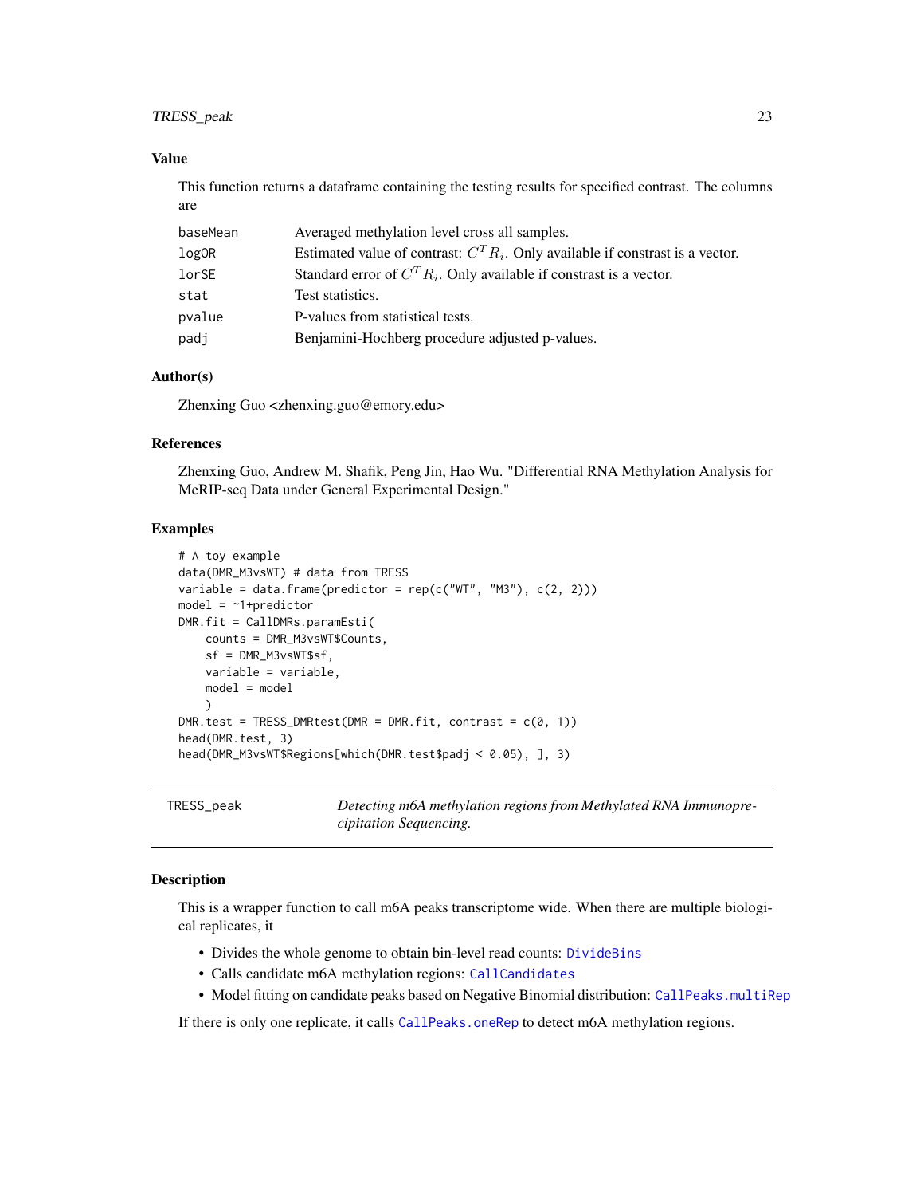### Value

This function returns a dataframe containing the testing results for specified contrast. The columns are

| | |
|---|---|
| baseMean | Averaged methylation level cross all samples. |
| logOR | Estimated value of contrast: $C^T R_i$. Only available if constrast is a vector. |
| lorSE | Standard error of $C^T R_i$. Only available if constrast is a vector. |
| stat | Test statistics. |
| pvalue | P-values from statistical tests. |
| padj | Benjamini-Hochberg procedure adjusted p-values. |

### Author(s)

Zhenxing Guo <zhenxing.guo@emory.edu>

### References

Zhenxing Guo, Andrew M. Shafik, Peng Jin, Hao Wu. "Differential RNA Methylation Analysis for MeRIP-seq Data under General Experimental Design."

### Examples

```
# A toy example
data(DMR_M3vsWT) # data from TRESS
variable = data.frame(predictor = rep(c("WT", "M3"), c(2, 2)))
model = ~1+predictor
DMR.fit = CallDMRs.paramEsti(
    counts = DMR_M3vsWT$Counts,
    sf = DMR_M3vsWT$sf,
    variable = variable,
    model = model
    )
DMR.test = TRESS_DMRtest(DMR = DMR.fit, contrast = c(0, 1))
head(DMR.test, 3)
head(DMR_M3vsWT$Regions[which(DMR.test$padj < 0.05), ], 3)
```

---

## TRESS_peak — *Detecting m6A methylation regions from Methylated RNA Immunoprecipitation Sequencing.*

### Description

This is a wrapper function to call m6A peaks transcriptome wide. When there are multiple biological replicates, it

- Divides the whole genome to obtain bin-level read counts: DivideBins
- Calls candidate m6A methylation regions: CallCandidates
- Model fitting on candidate peaks based on Negative Binomial distribution: CallPeaks.multiRep

If there is only one replicate, it calls CallPeaks.oneRep to detect m6A methylation regions.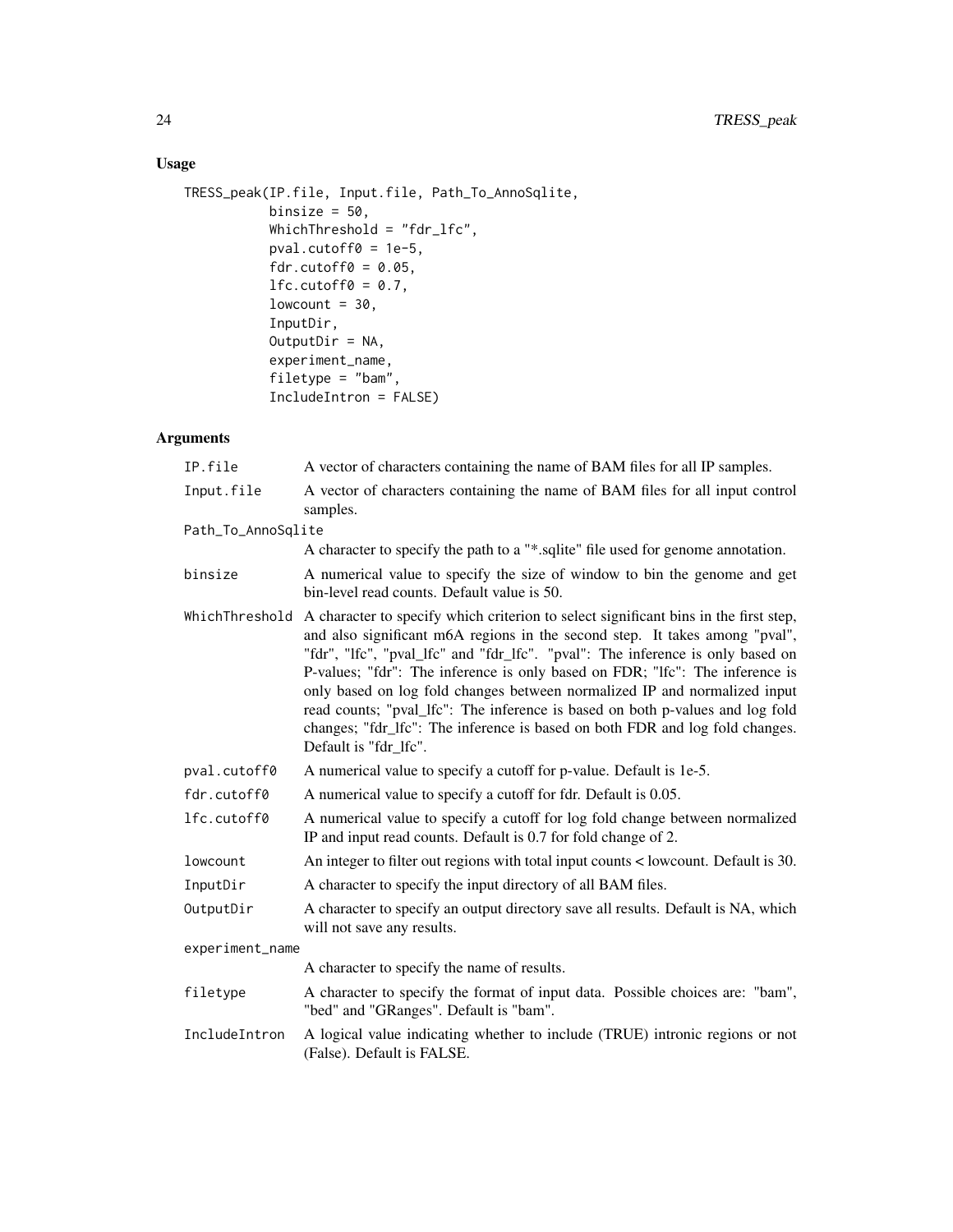## Usage

```
TRESS_peak(IP.file, Input.file, Path_To_AnnoSqlite,
           binsize = 50,
           WhichThreshold = "fdr_lfc",
           pval.cutoff0 = 1e-5,
           fdr.cutoff0 = 0.05,
           lfc.cutoff0 = 0.7,
           lowcount = 30,
           InputDir,
           OutputDir = NA,
           experiment_name,
           filetype = "bam",
           IncludeIntron = FALSE)
```

## Arguments

| | |
|---|---|
| `IP.file` | A vector of characters containing the name of BAM files for all IP samples. |
| `Input.file` | A vector of characters containing the name of BAM files for all input control samples. |
| `Path_To_AnnoSqlite` | A character to specify the path to a "*.sqlite" file used for genome annotation. |
| `binsize` | A numerical value to specify the size of window to bin the genome and get bin-level read counts. Default value is 50. |
| `WhichThreshold` | A character to specify which criterion to select significant bins in the first step, and also significant m6A regions in the second step. It takes among "pval", "fdr", "lfc", "pval_lfc" and "fdr_lfc". "pval": The inference is only based on P-values; "fdr": The inference is only based on FDR; "lfc": The inference is only based on log fold changes between normalized IP and normalized input read counts; "pval_lfc": The inference is based on both p-values and log fold changes; "fdr_lfc": The inference is based on both FDR and log fold changes. Default is "fdr_lfc". |
| `pval.cutoff0` | A numerical value to specify a cutoff for p-value. Default is 1e-5. |
| `fdr.cutoff0` | A numerical value to specify a cutoff for fdr. Default is 0.05. |
| `lfc.cutoff0` | A numerical value to specify a cutoff for log fold change between normalized IP and input read counts. Default is 0.7 for fold change of 2. |
| `lowcount` | An integer to filter out regions with total input counts < lowcount. Default is 30. |
| `InputDir` | A character to specify the input directory of all BAM files. |
| `OutputDir` | A character to specify an output directory save all results. Default is NA, which will not save any results. |
| `experiment_name` | A character to specify the name of results. |
| `filetype` | A character to specify the format of input data. Possible choices are: "bam", "bed" and "GRanges". Default is "bam". |
| `IncludeIntron` | A logical value indicating whether to include (TRUE) intronic regions or not (False). Default is FALSE. |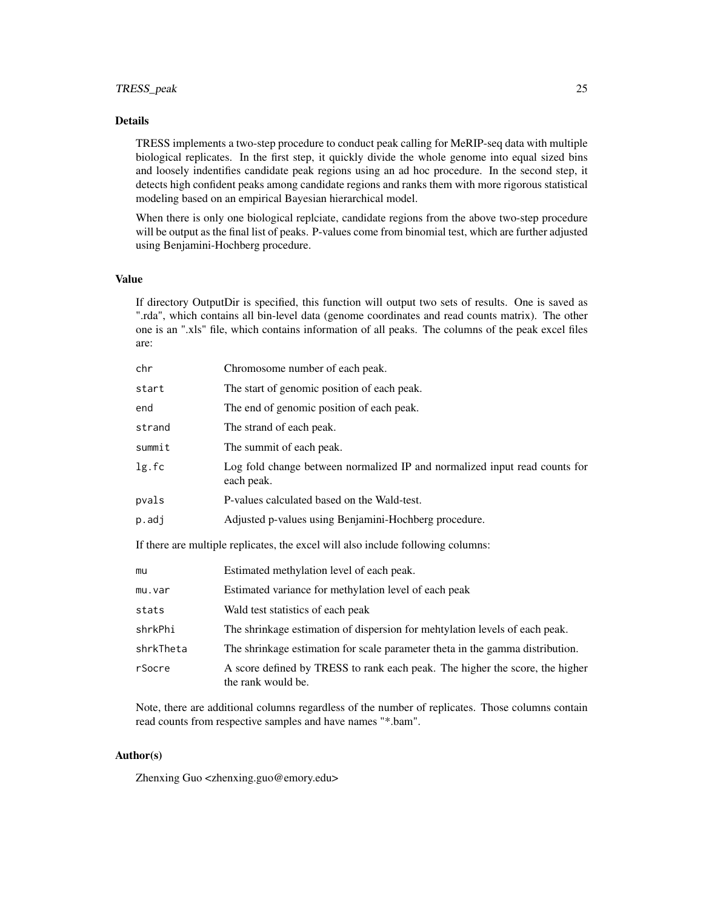## Details

TRESS implements a two-step procedure to conduct peak calling for MeRIP-seq data with multiple biological replicates. In the first step, it quickly divide the whole genome into equal sized bins and loosely indentifies candidate peak regions using an ad hoc procedure. In the second step, it detects high confident peaks among candidate regions and ranks them with more rigorous statistical modeling based on an empirical Bayesian hierarchical model.

When there is only one biological replciate, candidate regions from the above two-step procedure will be output as the final list of peaks. P-values come from binomial test, which are further adjusted using Benjamini-Hochberg procedure.

## Value

If directory OutputDir is specified, this function will output two sets of results. One is saved as ".rda", which contains all bin-level data (genome coordinates and read counts matrix). The other one is an ".xls" file, which contains information of all peaks. The columns of the peak excel files are:

| | |
|---|---|
| `chr` | Chromosome number of each peak. |
| `start` | The start of genomic position of each peak. |
| `end` | The end of genomic position of each peak. |
| `strand` | The strand of each peak. |
| `summit` | The summit of each peak. |
| `lg.fc` | Log fold change between normalized IP and normalized input read counts for each peak. |
| `pvals` | P-values calculated based on the Wald-test. |
| `p.adj` | Adjusted p-values using Benjamini-Hochberg procedure. |

If there are multiple replicates, the excel will also include following columns:

| | |
|---|---|
| `mu` | Estimated methylation level of each peak. |
| `mu.var` | Estimated variance for methylation level of each peak |
| `stats` | Wald test statistics of each peak |
| `shrkPhi` | The shrinkage estimation of dispersion for mehtylation levels of each peak. |
| `shrkTheta` | The shrinkage estimation for scale parameter theta in the gamma distribution. |
| `rSocre` | A score defined by TRESS to rank each peak. The higher the score, the higher the rank would be. |

Note, there are additional columns regardless of the number of replicates. Those columns contain read counts from respective samples and have names "*.bam".

## Author(s)

Zhenxing Guo <zhenxing.guo@emory.edu>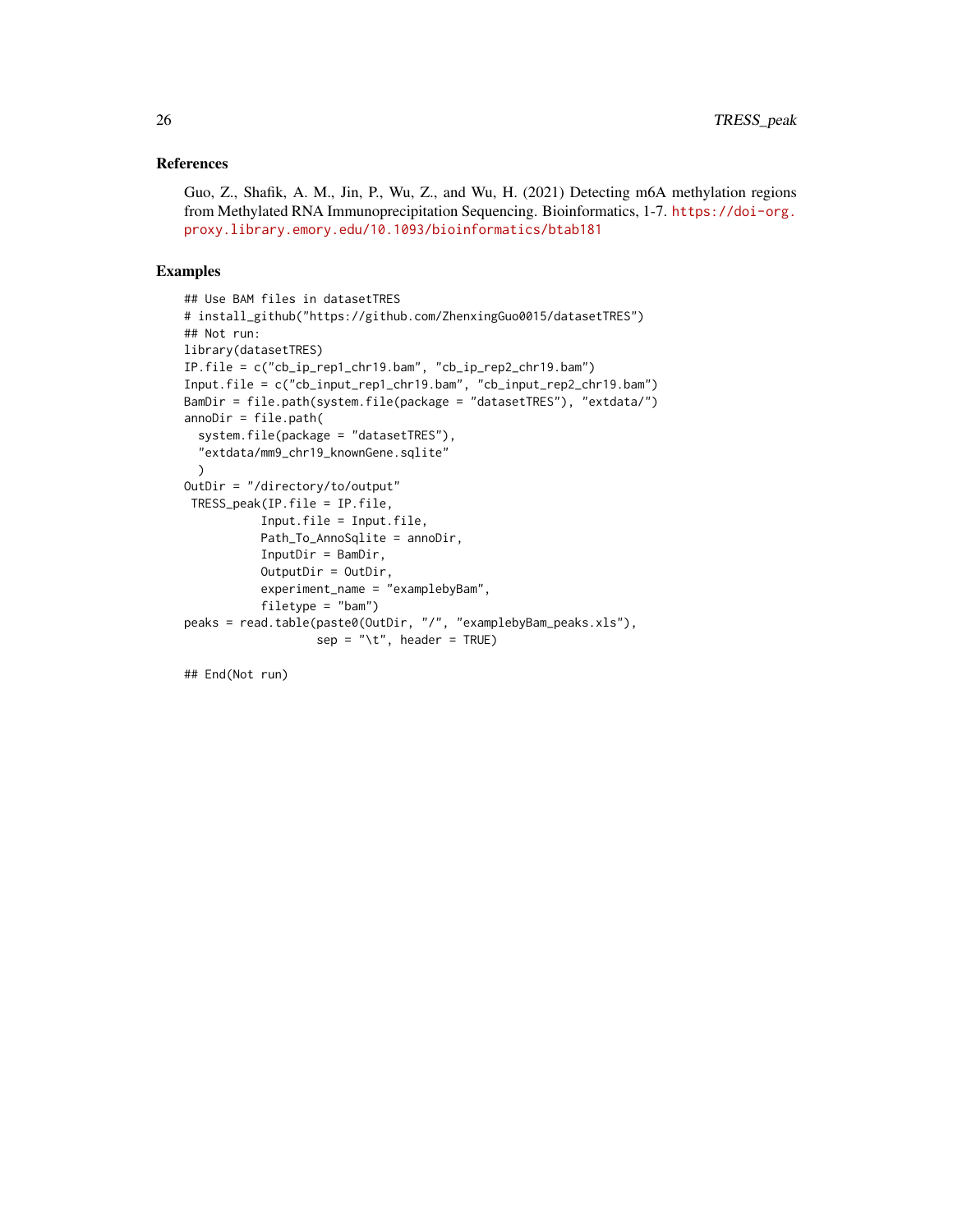## References

Guo, Z., Shafik, A. M., Jin, P., Wu, Z., and Wu, H. (2021) Detecting m6A methylation regions from Methylated RNA Immunoprecipitation Sequencing. Bioinformatics, 1-7. https://doi-org.proxy.library.emory.edu/10.1093/bioinformatics/btab181

## Examples

```
## Use BAM files in datasetTRES
# install_github("https://github.com/ZhenxingGuo0015/datasetTRES")
## Not run:
library(datasetTRES)
IP.file = c("cb_ip_rep1_chr19.bam", "cb_ip_rep2_chr19.bam")
Input.file = c("cb_input_rep1_chr19.bam", "cb_input_rep2_chr19.bam")
BamDir = file.path(system.file(package = "datasetTRES"), "extdata/")
annoDir = file.path(
  system.file(package = "datasetTRES"),
  "extdata/mm9_chr19_knownGene.sqlite"
  )
OutDir = "/directory/to/output"
 TRESS_peak(IP.file = IP.file,
           Input.file = Input.file,
           Path_To_AnnoSqlite = annoDir,
           InputDir = BamDir,
           OutputDir = OutDir,
           experiment_name = "examplebyBam",
           filetype = "bam")
peaks = read.table(paste0(OutDir, "/", "examplebyBam_peaks.xls"),
                   sep = "\t", header = TRUE)

## End(Not run)
```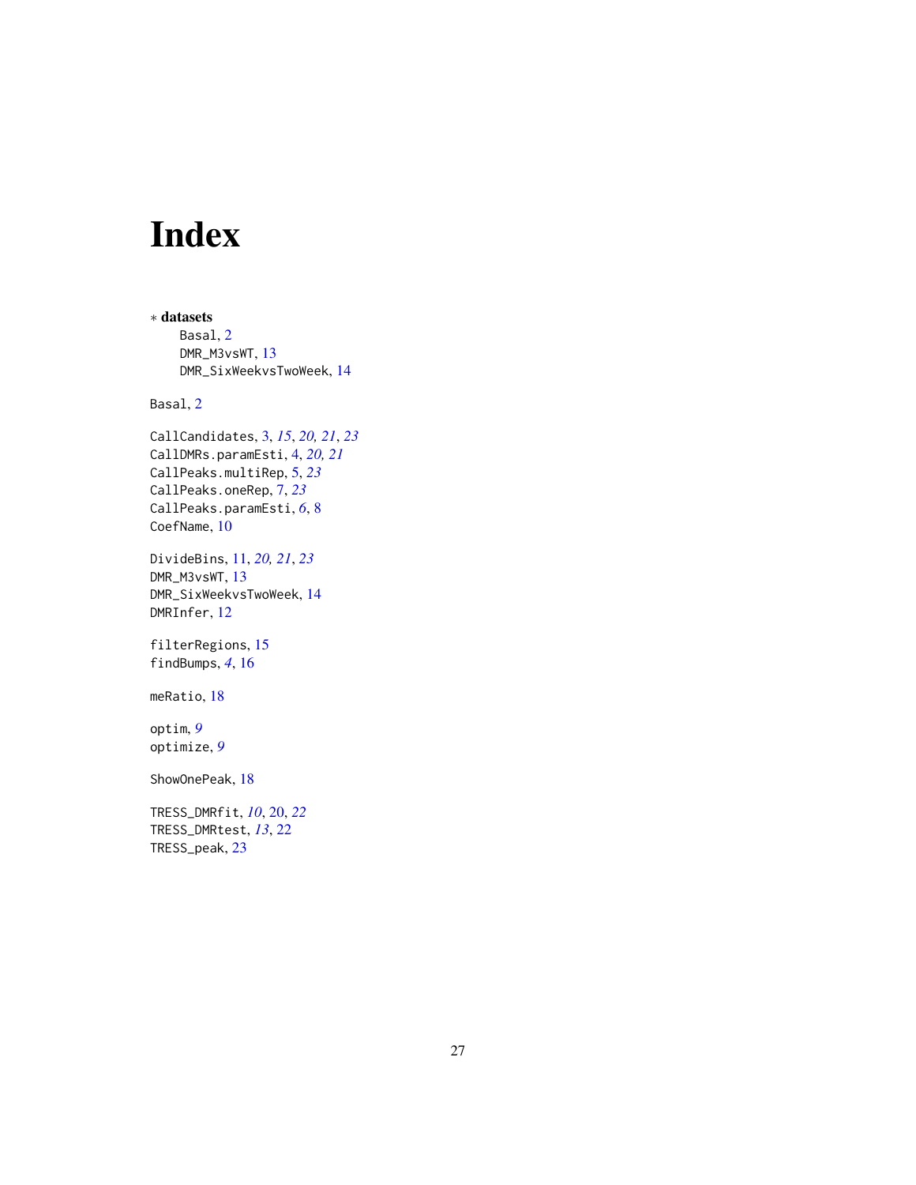# Index

∗ **datasets**
  Basal, 2
  DMR_M3vsWT, 13
  DMR_SixWeekvsTwoWeek, 14

Basal, 2

CallCandidates, 3, *15*, *20, 21*, *23*
CallDMRs.paramEsti, 4, *20, 21*
CallPeaks.multiRep, 5, *23*
CallPeaks.oneRep, 7, *23*
CallPeaks.paramEsti, *6*, 8
CoefName, 10

DivideBins, 11, *20, 21*, *23*
DMR_M3vsWT, 13
DMR_SixWeekvsTwoWeek, 14
DMRInfer, 12

filterRegions, 15
findBumps, *4*, 16

meRatio, 18

optim, *9*
optimize, *9*

ShowOnePeak, 18

TRESS_DMRfit, *10*, 20, *22*
TRESS_DMRtest, *13*, 22
TRESS_peak, 23